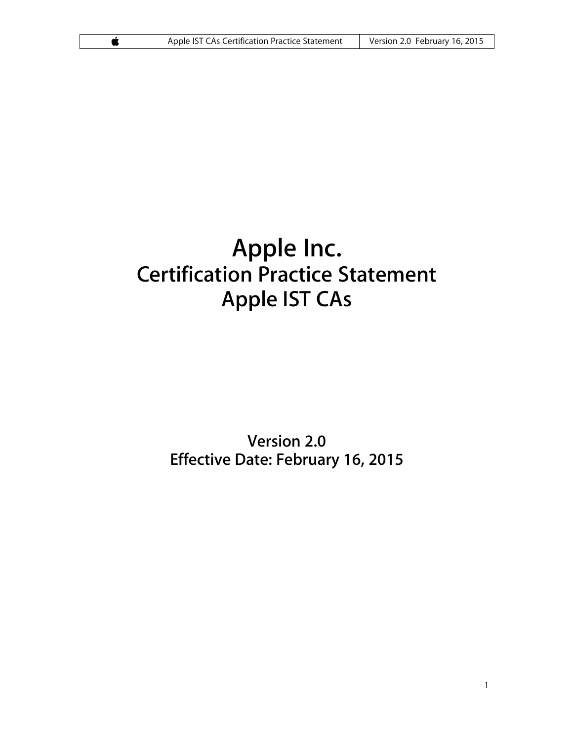# Apple Inc.
## Certification Practice Statement
## Apple IST CAs

**Version 2.0**
**Effective Date: February 16, 2015**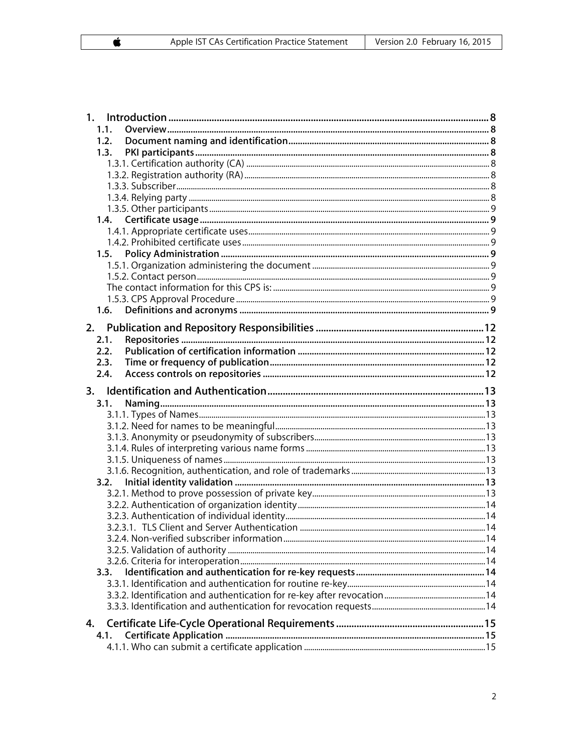- 1. Introduction ... 8
  - 1.1. Overview ... 8
  - 1.2. Document naming and identification ... 8
  - 1.3. PKI participants ... 8
    - 1.3.1. Certification authority (CA) ... 8
    - 1.3.2. Registration authority (RA) ... 8
    - 1.3.3. Subscriber ... 8
    - 1.3.4. Relying party ... 8
    - 1.3.5. Other participants ... 9
  - 1.4. Certificate usage ... 9
    - 1.4.1. Appropriate certificate uses ... 9
    - 1.4.2. Prohibited certificate uses ... 9
  - 1.5. Policy Administration ... 9
    - 1.5.1. Organization administering the document ... 9
    - 1.5.2. Contact person ... 9
    - The contact information for this CPS is: ... 9
    - 1.5.3. CPS Approval Procedure ... 9
  - 1.6. Definitions and acronyms ... 9
- 2. Publication and Repository Responsibilities ... 12
  - 2.1. Repositories ... 12
  - 2.2. Publication of certification information ... 12
  - 2.3. Time or frequency of publication ... 12
  - 2.4. Access controls on repositories ... 12
- 3. Identification and Authentication ... 13
  - 3.1. Naming ... 13
    - 3.1.1. Types of Names ... 13
    - 3.1.2. Need for names to be meaningful ... 13
    - 3.1.3. Anonymity or pseudonymity of subscribers ... 13
    - 3.1.4. Rules of interpreting various name forms ... 13
    - 3.1.5. Uniqueness of names ... 13
    - 3.1.6. Recognition, authentication, and role of trademarks ... 13
  - 3.2. Initial identity validation ... 13
    - 3.2.1. Method to prove possession of private key ... 13
    - 3.2.2. Authentication of organization identity ... 14
    - 3.2.3. Authentication of individual identity ... 14
    - 3.2.3.1. TLS Client and Server Authentication ... 14
    - 3.2.4. Non-verified subscriber information ... 14
    - 3.2.5. Validation of authority ... 14
    - 3.2.6. Criteria for interoperation ... 14
  - 3.3. Identification and authentication for re-key requests ... 14
    - 3.3.1. Identification and authentication for routine re-key ... 14
    - 3.3.2. Identification and authentication for re-key after revocation ... 14
    - 3.3.3. Identification and authentication for revocation requests ... 14
- 4. Certificate Life-Cycle Operational Requirements ... 15
  - 4.1. Certificate Application ... 15
    - 4.1.1. Who can submit a certificate application ... 15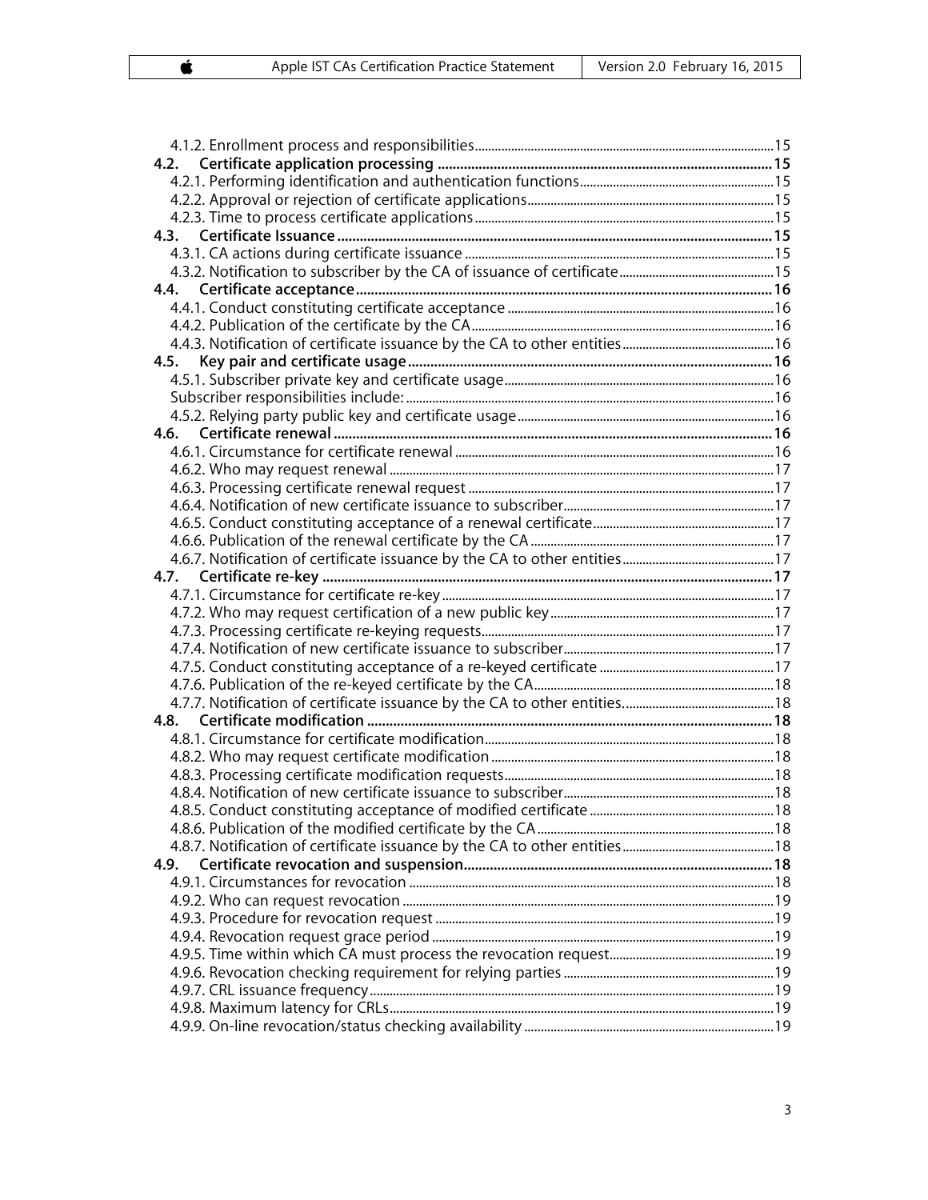4.1.2. Enrollment process and responsibilities ... 15
**4.2. Certificate application processing ... 15**
4.2.1. Performing identification and authentication functions ... 15
4.2.2. Approval or rejection of certificate applications ... 15
4.2.3. Time to process certificate applications ... 15
**4.3. Certificate Issuance ... 15**
4.3.1. CA actions during certificate issuance ... 15
4.3.2. Notification to subscriber by the CA of issuance of certificate ... 15
**4.4. Certificate acceptance ... 16**
4.4.1. Conduct constituting certificate acceptance ... 16
4.4.2. Publication of the certificate by the CA ... 16
4.4.3. Notification of certificate issuance by the CA to other entities ... 16
**4.5. Key pair and certificate usage ... 16**
4.5.1. Subscriber private key and certificate usage ... 16
Subscriber responsibilities include: ... 16
4.5.2. Relying party public key and certificate usage ... 16
**4.6. Certificate renewal ... 16**
4.6.1. Circumstance for certificate renewal ... 16
4.6.2. Who may request renewal ... 17
4.6.3. Processing certificate renewal request ... 17
4.6.4. Notification of new certificate issuance to subscriber ... 17
4.6.5. Conduct constituting acceptance of a renewal certificate ... 17
4.6.6. Publication of the renewal certificate by the CA ... 17
4.6.7. Notification of certificate issuance by the CA to other entities ... 17
**4.7. Certificate re-key ... 17**
4.7.1. Circumstance for certificate re-key ... 17
4.7.2. Who may request certification of a new public key ... 17
4.7.3. Processing certificate re-keying requests ... 17
4.7.4. Notification of new certificate issuance to subscriber ... 17
4.7.5. Conduct constituting acceptance of a re-keyed certificate ... 17
4.7.6. Publication of the re-keyed certificate by the CA ... 18
4.7.7. Notification of certificate issuance by the CA to other entities. ... 18
**4.8. Certificate modification ... 18**
4.8.1. Circumstance for certificate modification ... 18
4.8.2. Who may request certificate modification ... 18
4.8.3. Processing certificate modification requests ... 18
4.8.4. Notification of new certificate issuance to subscriber ... 18
4.8.5. Conduct constituting acceptance of modified certificate ... 18
4.8.6. Publication of the modified certificate by the CA ... 18
4.8.7. Notification of certificate issuance by the CA to other entities ... 18
**4.9. Certificate revocation and suspension ... 18**
4.9.1. Circumstances for revocation ... 18
4.9.2. Who can request revocation ... 19
4.9.3. Procedure for revocation request ... 19
4.9.4. Revocation request grace period ... 19
4.9.5. Time within which CA must process the revocation request ... 19
4.9.6. Revocation checking requirement for relying parties ... 19
4.9.7. CRL issuance frequency ... 19
4.9.8. Maximum latency for CRLs ... 19
4.9.9. On-line revocation/status checking availability ... 19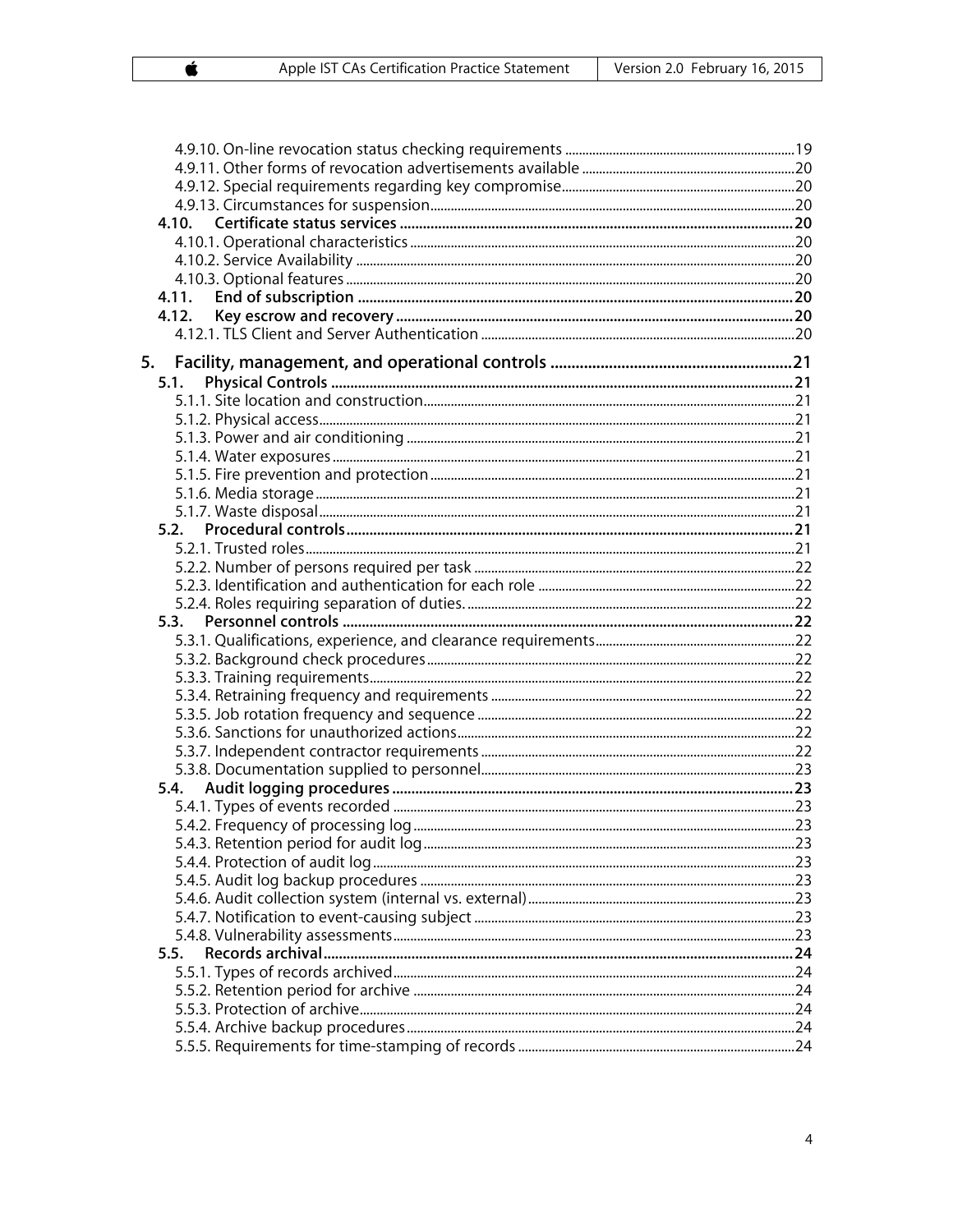- 4.9.10. On-line revocation status checking requirements ....19
- 4.9.11. Other forms of revocation advertisements available ....20
- 4.9.12. Special requirements regarding key compromise....20
- 4.9.13. Circumstances for suspension....20
- **4.10. Certificate status services ....20**
  - 4.10.1. Operational characteristics ....20
  - 4.10.2. Service Availability ....20
  - 4.10.3. Optional features ....20
- **4.11. End of subscription ....20**
- **4.12. Key escrow and recovery ....20**
  - 4.12.1. TLS Client and Server Authentication ....20

**5. Facility, management, and operational controls ....21**

- **5.1. Physical Controls ....21**
  - 5.1.1. Site location and construction....21
  - 5.1.2. Physical access....21
  - 5.1.3. Power and air conditioning ....21
  - 5.1.4. Water exposures ....21
  - 5.1.5. Fire prevention and protection ....21
  - 5.1.6. Media storage....21
  - 5.1.7. Waste disposal....21
- **5.2. Procedural controls....21**
  - 5.2.1. Trusted roles....21
  - 5.2.2. Number of persons required per task ....22
  - 5.2.3. Identification and authentication for each role ....22
  - 5.2.4. Roles requiring separation of duties. ....22
- **5.3. Personnel controls ....22**
  - 5.3.1. Qualifications, experience, and clearance requirements....22
  - 5.3.2. Background check procedures....22
  - 5.3.3. Training requirements....22
  - 5.3.4. Retraining frequency and requirements ....22
  - 5.3.5. Job rotation frequency and sequence ....22
  - 5.3.6. Sanctions for unauthorized actions....22
  - 5.3.7. Independent contractor requirements ....22
  - 5.3.8. Documentation supplied to personnel....23
- **5.4. Audit logging procedures ....23**
  - 5.4.1. Types of events recorded ....23
  - 5.4.2. Frequency of processing log ....23
  - 5.4.3. Retention period for audit log....23
  - 5.4.4. Protection of audit log....23
  - 5.4.5. Audit log backup procedures ....23
  - 5.4.6. Audit collection system (internal vs. external)....23
  - 5.4.7. Notification to event-causing subject ....23
  - 5.4.8. Vulnerability assessments....23
- **5.5. Records archival....24**
  - 5.5.1. Types of records archived....24
  - 5.5.2. Retention period for archive ....24
  - 5.5.3. Protection of archive....24
  - 5.5.4. Archive backup procedures....24
  - 5.5.5. Requirements for time-stamping of records ....24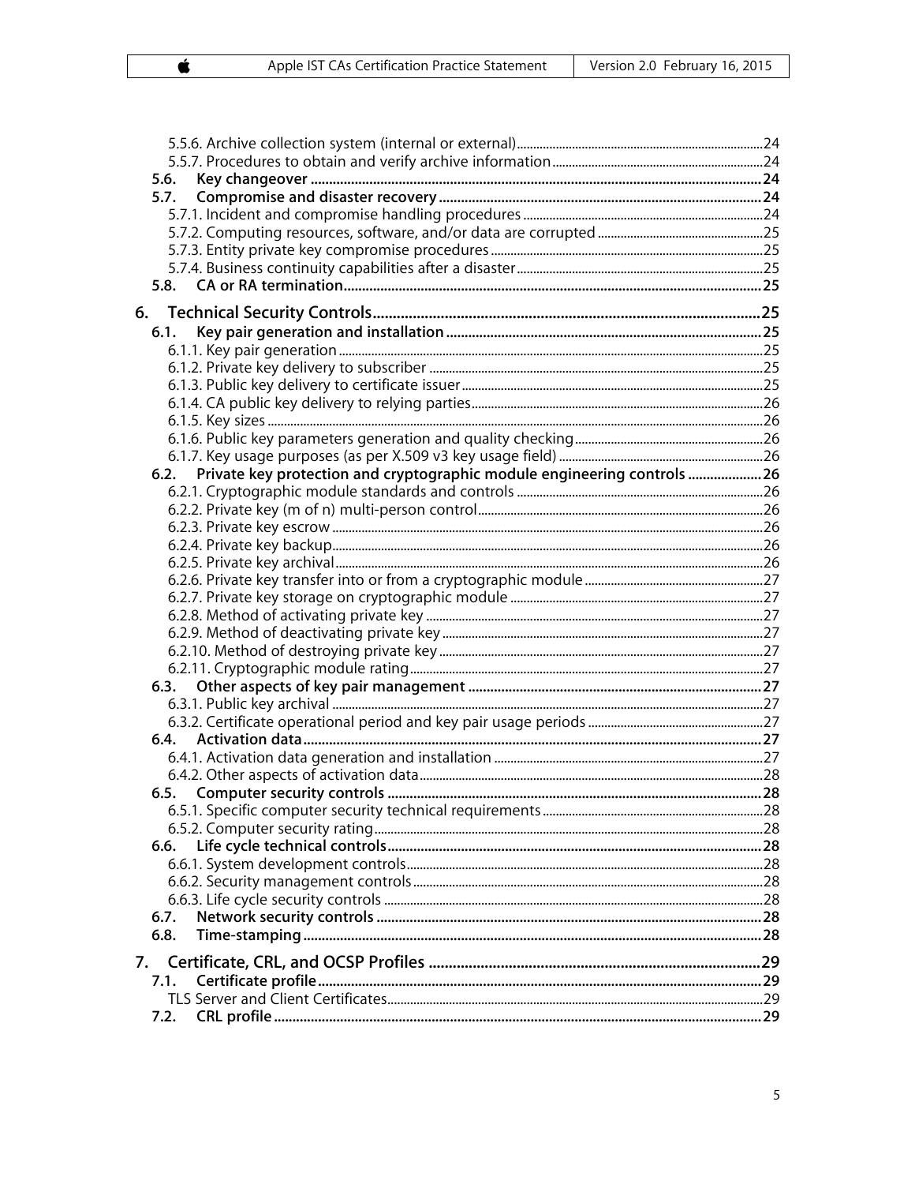5.5.6. Archive collection system (internal or external) ... 24
5.5.7. Procedures to obtain and verify archive information ... 24

**5.6. Key changeover ... 24**

**5.7. Compromise and disaster recovery ... 24**

5.7.1. Incident and compromise handling procedures ... 24
5.7.2. Computing resources, software, and/or data are corrupted ... 25
5.7.3. Entity private key compromise procedures ... 25
5.7.4. Business continuity capabilities after a disaster ... 25

**5.8. CA or RA termination ... 25**

**6. Technical Security Controls ... 25**

**6.1. Key pair generation and installation ... 25**

6.1.1. Key pair generation ... 25
6.1.2. Private key delivery to subscriber ... 25
6.1.3. Public key delivery to certificate issuer ... 25
6.1.4. CA public key delivery to relying parties ... 26
6.1.5. Key sizes ... 26
6.1.6. Public key parameters generation and quality checking ... 26
6.1.7. Key usage purposes (as per X.509 v3 key usage field) ... 26

**6.2. Private key protection and cryptographic module engineering controls ... 26**

6.2.1. Cryptographic module standards and controls ... 26
6.2.2. Private key (m of n) multi-person control ... 26
6.2.3. Private key escrow ... 26
6.2.4. Private key backup ... 26
6.2.5. Private key archival ... 26
6.2.6. Private key transfer into or from a cryptographic module ... 27
6.2.7. Private key storage on cryptographic module ... 27
6.2.8. Method of activating private key ... 27
6.2.9. Method of deactivating private key ... 27
6.2.10. Method of destroying private key ... 27
6.2.11. Cryptographic module rating ... 27

**6.3. Other aspects of key pair management ... 27**

6.3.1. Public key archival ... 27
6.3.2. Certificate operational period and key pair usage periods ... 27

**6.4. Activation data ... 27**

6.4.1. Activation data generation and installation ... 27
6.4.2. Other aspects of activation data ... 28

**6.5. Computer security controls ... 28**

6.5.1. Specific computer security technical requirements ... 28
6.5.2. Computer security rating ... 28

**6.6. Life cycle technical controls ... 28**

6.6.1. System development controls ... 28
6.6.2. Security management controls ... 28
6.6.3. Life cycle security controls ... 28

**6.7. Network security controls ... 28**

**6.8. Time-stamping ... 28**

**7. Certificate, CRL, and OCSP Profiles ... 29**

**7.1. Certificate profile ... 29**

TLS Server and Client Certificates ... 29

**7.2. CRL profile ... 29**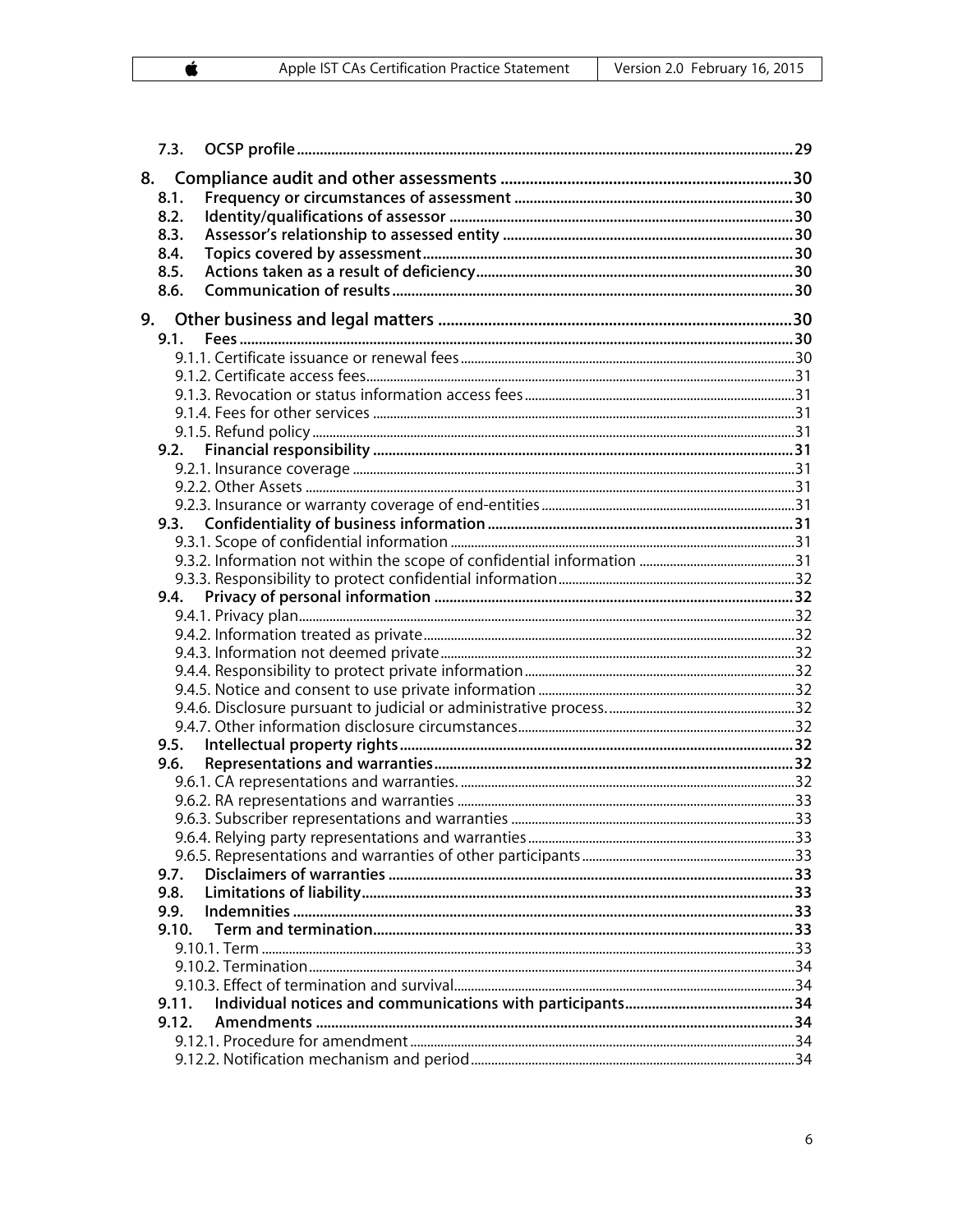7.3. OCSP profile ..... 29

8. Compliance audit and other assessments ..... 30
   - 8.1. Frequency or circumstances of assessment ..... 30
   - 8.2. Identity/qualifications of assessor ..... 30
   - 8.3. Assessor's relationship to assessed entity ..... 30
   - 8.4. Topics covered by assessment ..... 30
   - 8.5. Actions taken as a result of deficiency ..... 30
   - 8.6. Communication of results ..... 30

9. Other business and legal matters ..... 30
   - 9.1. Fees ..... 30
     - 9.1.1. Certificate issuance or renewal fees ..... 30
     - 9.1.2. Certificate access fees ..... 31
     - 9.1.3. Revocation or status information access fees ..... 31
     - 9.1.4. Fees for other services ..... 31
     - 9.1.5. Refund policy ..... 31
   - 9.2. Financial responsibility ..... 31
     - 9.2.1. Insurance coverage ..... 31
     - 9.2.2. Other Assets ..... 31
     - 9.2.3. Insurance or warranty coverage of end-entities ..... 31
   - 9.3. Confidentiality of business information ..... 31
     - 9.3.1. Scope of confidential information ..... 31
     - 9.3.2. Information not within the scope of confidential information ..... 31
     - 9.3.3. Responsibility to protect confidential information ..... 32
   - 9.4. Privacy of personal information ..... 32
     - 9.4.1. Privacy plan ..... 32
     - 9.4.2. Information treated as private ..... 32
     - 9.4.3. Information not deemed private ..... 32
     - 9.4.4. Responsibility to protect private information ..... 32
     - 9.4.5. Notice and consent to use private information ..... 32
     - 9.4.6. Disclosure pursuant to judicial or administrative process. ..... 32
     - 9.4.7. Other information disclosure circumstances ..... 32
   - 9.5. Intellectual property rights ..... 32
   - 9.6. Representations and warranties ..... 32
     - 9.6.1. CA representations and warranties. ..... 32
     - 9.6.2. RA representations and warranties ..... 33
     - 9.6.3. Subscriber representations and warranties ..... 33
     - 9.6.4. Relying party representations and warranties ..... 33
     - 9.6.5. Representations and warranties of other participants ..... 33
   - 9.7. Disclaimers of warranties ..... 33
   - 9.8. Limitations of liability ..... 33
   - 9.9. Indemnities ..... 33
   - 9.10. Term and termination ..... 33
     - 9.10.1. Term ..... 33
     - 9.10.2. Termination ..... 34
     - 9.10.3. Effect of termination and survival ..... 34
   - 9.11. Individual notices and communications with participants ..... 34
   - 9.12. Amendments ..... 34
     - 9.12.1. Procedure for amendment ..... 34
     - 9.12.2. Notification mechanism and period ..... 34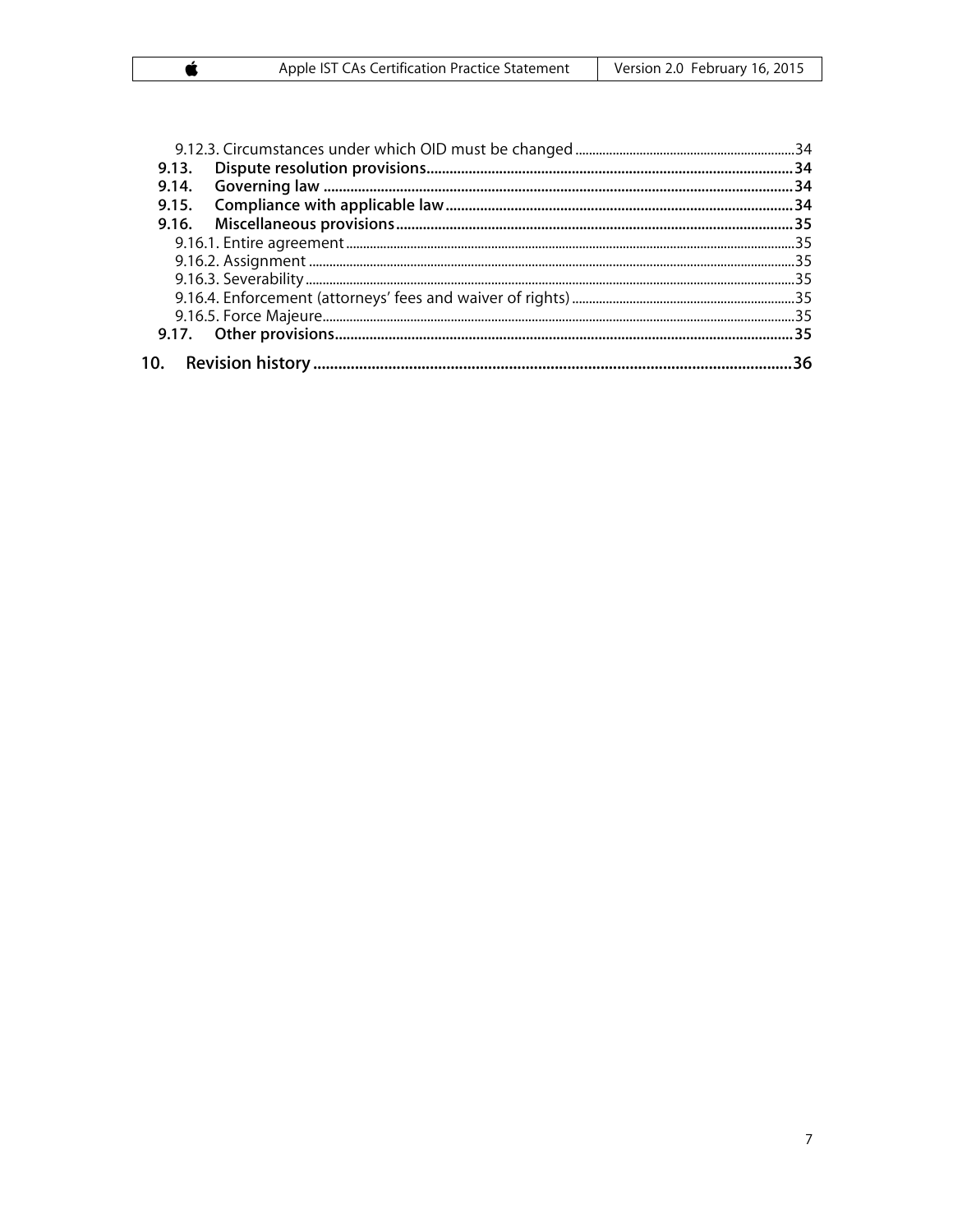- 9.12.3. Circumstances under which OID must be changed ..... 34
- **9.13. Dispute resolution provisions ..... 34**
- **9.14. Governing law ..... 34**
- **9.15. Compliance with applicable law ..... 34**
- **9.16. Miscellaneous provisions ..... 35**
  - 9.16.1. Entire agreement ..... 35
  - 9.16.2. Assignment ..... 35
  - 9.16.3. Severability ..... 35
  - 9.16.4. Enforcement (attorneys' fees and waiver of rights) ..... 35
  - 9.16.5. Force Majeure ..... 35
- **9.17. Other provisions ..... 35**

**10. Revision history ..... 36**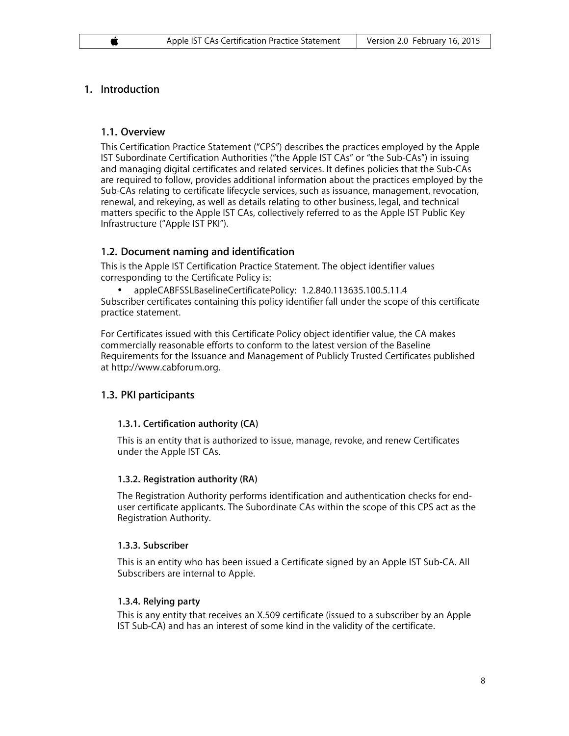# 1. Introduction

## 1.1. Overview

This Certification Practice Statement ("CPS") describes the practices employed by the Apple IST Subordinate Certification Authorities ("the Apple IST CAs" or "the Sub-CAs") in issuing and managing digital certificates and related services. It defines policies that the Sub-CAs are required to follow, provides additional information about the practices employed by the Sub-CAs relating to certificate lifecycle services, such as issuance, management, revocation, renewal, and rekeying, as well as details relating to other business, legal, and technical matters specific to the Apple IST CAs, collectively referred to as the Apple IST Public Key Infrastructure ("Apple IST PKI").

## 1.2. Document naming and identification

This is the Apple IST Certification Practice Statement. The object identifier values corresponding to the Certificate Policy is:

- appleCABFSSLBaselineCertificatePolicy: 1.2.840.113635.100.5.11.4

Subscriber certificates containing this policy identifier fall under the scope of this certificate practice statement.

For Certificates issued with this Certificate Policy object identifier value, the CA makes commercially reasonable efforts to conform to the latest version of the Baseline Requirements for the Issuance and Management of Publicly Trusted Certificates published at http://www.cabforum.org.

## 1.3. PKI participants

### 1.3.1. Certification authority (CA)

This is an entity that is authorized to issue, manage, revoke, and renew Certificates under the Apple IST CAs.

### 1.3.2. Registration authority (RA)

The Registration Authority performs identification and authentication checks for end-user certificate applicants. The Subordinate CAs within the scope of this CPS act as the Registration Authority.

### 1.3.3. Subscriber

This is an entity who has been issued a Certificate signed by an Apple IST Sub-CA. All Subscribers are internal to Apple.

### 1.3.4. Relying party

This is any entity that receives an X.509 certificate (issued to a subscriber by an Apple IST Sub-CA) and has an interest of some kind in the validity of the certificate.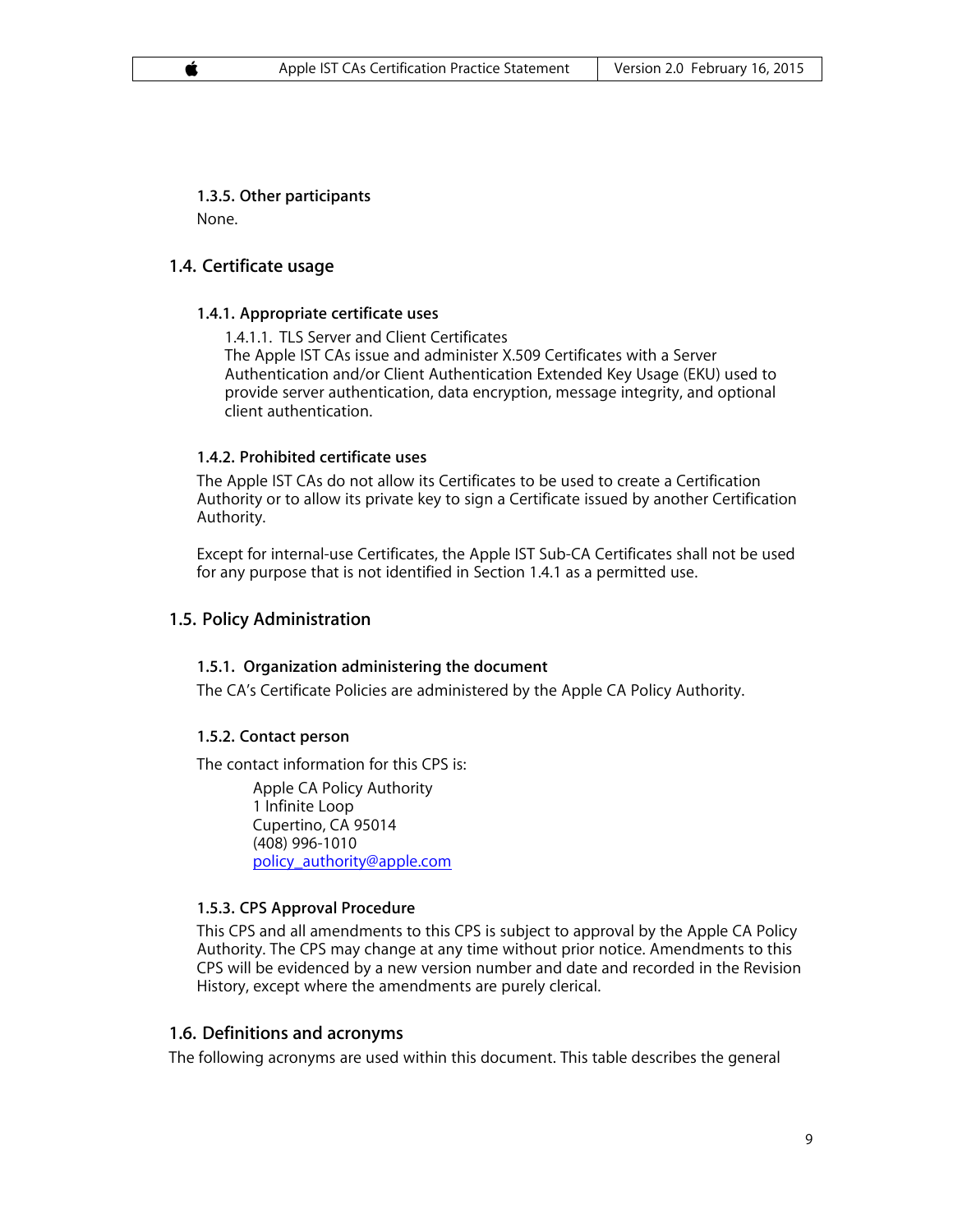#### 1.3.5. Other participants

None.

### 1.4. Certificate usage

#### 1.4.1. Appropriate certificate uses

1.4.1.1. TLS Server and Client Certificates
The Apple IST CAs issue and administer X.509 Certificates with a Server Authentication and/or Client Authentication Extended Key Usage (EKU) used to provide server authentication, data encryption, message integrity, and optional client authentication.

#### 1.4.2. Prohibited certificate uses

The Apple IST CAs do not allow its Certificates to be used to create a Certification Authority or to allow its private key to sign a Certificate issued by another Certification Authority.

Except for internal-use Certificates, the Apple IST Sub-CA Certificates shall not be used for any purpose that is not identified in Section 1.4.1 as a permitted use.

### 1.5. Policy Administration

#### 1.5.1. Organization administering the document

The CA's Certificate Policies are administered by the Apple CA Policy Authority.

#### 1.5.2. Contact person

The contact information for this CPS is:

Apple CA Policy Authority
1 Infinite Loop
Cupertino, CA 95014
(408) 996-1010
policy_authority@apple.com

#### 1.5.3. CPS Approval Procedure

This CPS and all amendments to this CPS is subject to approval by the Apple CA Policy Authority. The CPS may change at any time without prior notice. Amendments to this CPS will be evidenced by a new version number and date and recorded in the Revision History, except where the amendments are purely clerical.

### 1.6. Definitions and acronyms

The following acronyms are used within this document. This table describes the general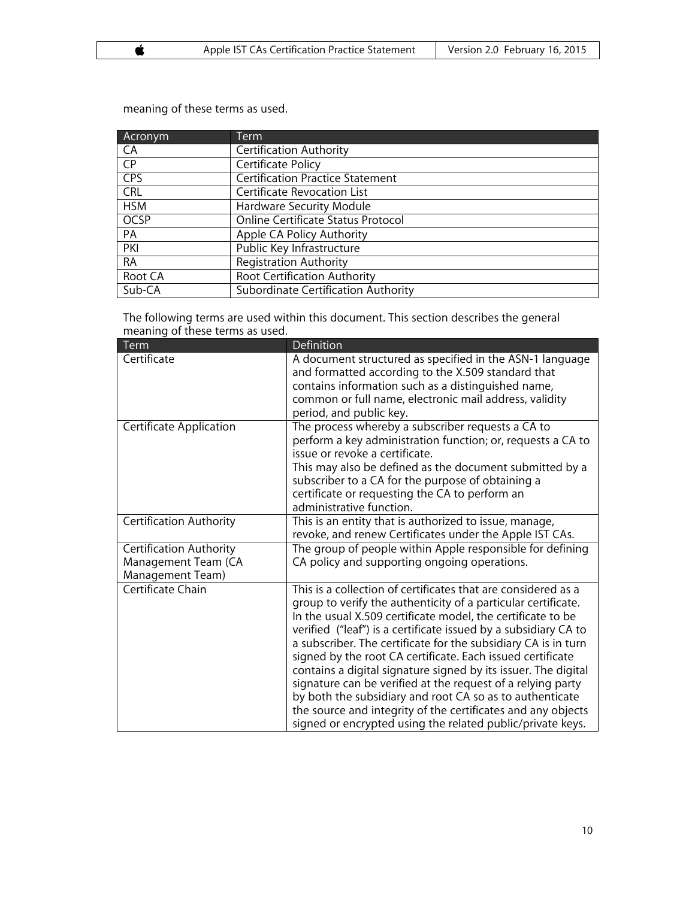meaning of these terms as used.

| Acronym | Term |
|---|---|
| CA | Certification Authority |
| CP | Certificate Policy |
| CPS | Certification Practice Statement |
| CRL | Certificate Revocation List |
| HSM | Hardware Security Module |
| OCSP | Online Certificate Status Protocol |
| PA | Apple CA Policy Authority |
| PKI | Public Key Infrastructure |
| RA | Registration Authority |
| Root CA | Root Certification Authority |
| Sub-CA | Subordinate Certification Authority |

The following terms are used within this document. This section describes the general meaning of these terms as used.

| Term | Definition |
|---|---|
| Certificate | A document structured as specified in the ASN-1 language and formatted according to the X.509 standard that contains information such as a distinguished name, common or full name, electronic mail address, validity period, and public key. |
| Certificate Application | The process whereby a subscriber requests a CA to perform a key administration function; or, requests a CA to issue or revoke a certificate.<br>This may also be defined as the document submitted by a subscriber to a CA for the purpose of obtaining a certificate or requesting the CA to perform an administrative function. |
| Certification Authority | This is an entity that is authorized to issue, manage, revoke, and renew Certificates under the Apple IST CAs. |
| Certification Authority Management Team (CA Management Team) | The group of people within Apple responsible for defining CA policy and supporting ongoing operations. |
| Certificate Chain | This is a collection of certificates that are considered as a group to verify the authenticity of a particular certificate. In the usual X.509 certificate model, the certificate to be verified ("leaf") is a certificate issued by a subsidiary CA to a subscriber. The certificate for the subsidiary CA is in turn signed by the root CA certificate. Each issued certificate contains a digital signature signed by its issuer. The digital signature can be verified at the request of a relying party by both the subsidiary and root CA so as to authenticate the source and integrity of the certificates and any objects signed or encrypted using the related public/private keys. |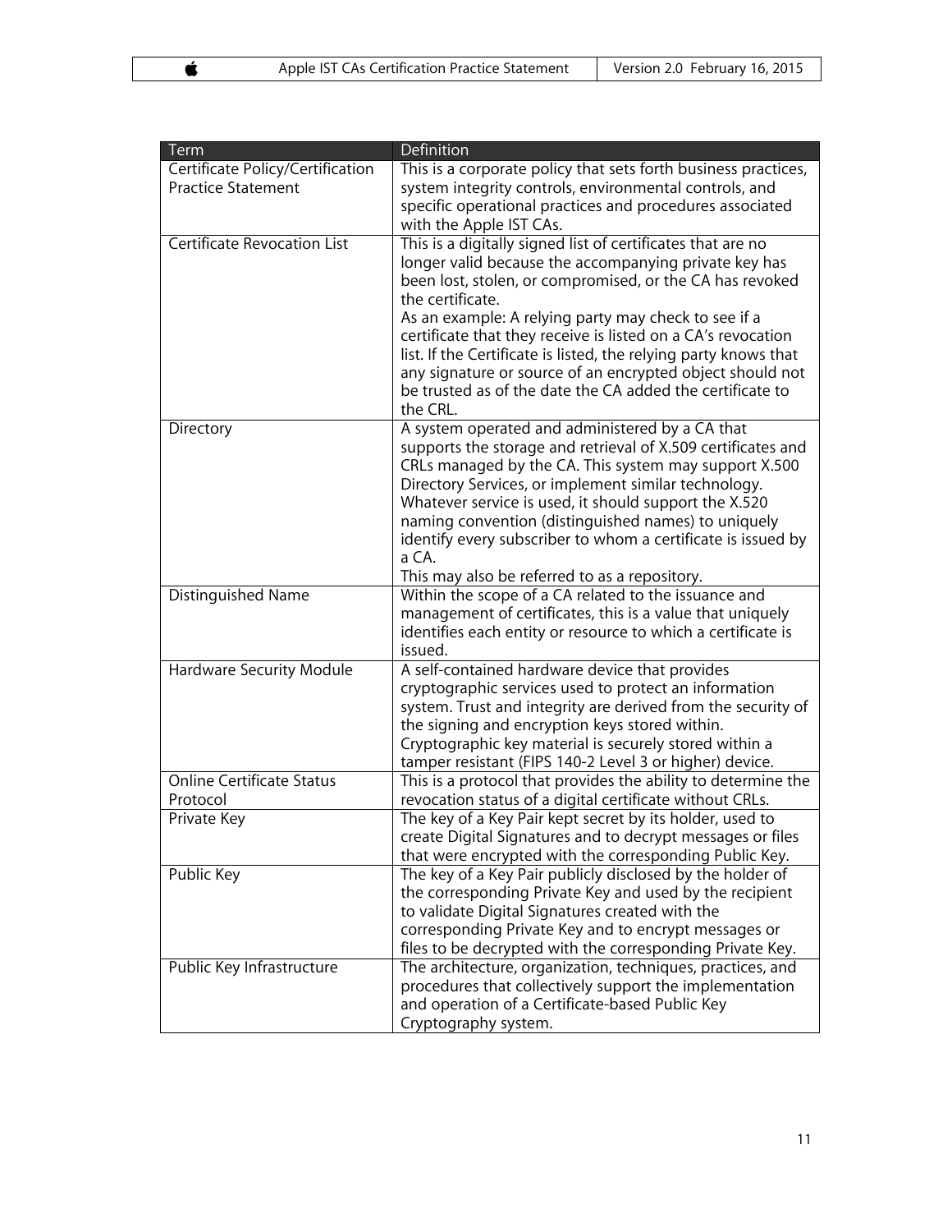| Term | Definition |
| --- | --- |
| Certificate Policy/Certification Practice Statement | This is a corporate policy that sets forth business practices, system integrity controls, environmental controls, and specific operational practices and procedures associated with the Apple IST CAs. |
| Certificate Revocation List | This is a digitally signed list of certificates that are no longer valid because the accompanying private key has been lost, stolen, or compromised, or the CA has revoked the certificate.<br>As an example: A relying party may check to see if a certificate that they receive is listed on a CA's revocation list. If the Certificate is listed, the relying party knows that any signature or source of an encrypted object should not be trusted as of the date the CA added the certificate to the CRL. |
| Directory | A system operated and administered by a CA that supports the storage and retrieval of X.509 certificates and CRLs managed by the CA. This system may support X.500 Directory Services, or implement similar technology. Whatever service is used, it should support the X.520 naming convention (distinguished names) to uniquely identify every subscriber to whom a certificate is issued by a CA.<br>This may also be referred to as a repository. |
| Distinguished Name | Within the scope of a CA related to the issuance and management of certificates, this is a value that uniquely identifies each entity or resource to which a certificate is issued. |
| Hardware Security Module | A self-contained hardware device that provides cryptographic services used to protect an information system. Trust and integrity are derived from the security of the signing and encryption keys stored within. Cryptographic key material is securely stored within a tamper resistant (FIPS 140-2 Level 3 or higher) device. |
| Online Certificate Status Protocol | This is a protocol that provides the ability to determine the revocation status of a digital certificate without CRLs. |
| Private Key | The key of a Key Pair kept secret by its holder, used to create Digital Signatures and to decrypt messages or files that were encrypted with the corresponding Public Key. |
| Public Key | The key of a Key Pair publicly disclosed by the holder of the corresponding Private Key and used by the recipient to validate Digital Signatures created with the corresponding Private Key and to encrypt messages or files to be decrypted with the corresponding Private Key. |
| Public Key Infrastructure | The architecture, organization, techniques, practices, and procedures that collectively support the implementation and operation of a Certificate-based Public Key Cryptography system. |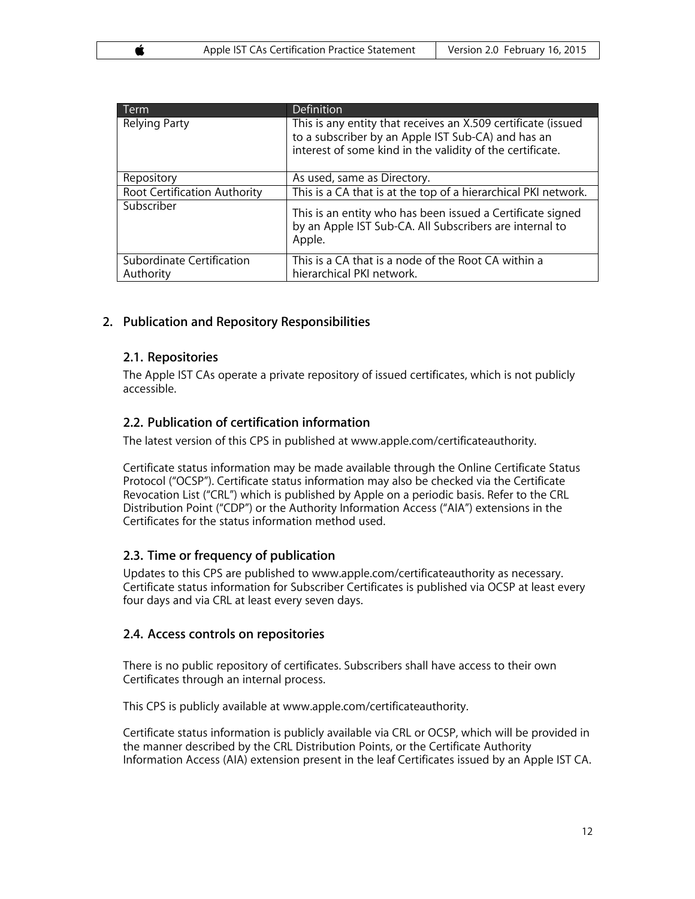| Term | Definition |
| --- | --- |
| Relying Party | This is any entity that receives an X.509 certificate (issued to a subscriber by an Apple IST Sub-CA) and has an interest of some kind in the validity of the certificate. |
| Repository | As used, same as Directory. |
| Root Certification Authority | This is a CA that is at the top of a hierarchical PKI network. |
| Subscriber | This is an entity who has been issued a Certificate signed by an Apple IST Sub-CA. All Subscribers are internal to Apple. |
| Subordinate Certification Authority | This is a CA that is a node of the Root CA within a hierarchical PKI network. |

## 2. Publication and Repository Responsibilities

### 2.1. Repositories

The Apple IST CAs operate a private repository of issued certificates, which is not publicly accessible.

### 2.2. Publication of certification information

The latest version of this CPS in published at www.apple.com/certificateauthority.

Certificate status information may be made available through the Online Certificate Status Protocol ("OCSP"). Certificate status information may also be checked via the Certificate Revocation List ("CRL") which is published by Apple on a periodic basis. Refer to the CRL Distribution Point ("CDP") or the Authority Information Access ("AIA") extensions in the Certificates for the status information method used.

### 2.3. Time or frequency of publication

Updates to this CPS are published to www.apple.com/certificateauthority as necessary. Certificate status information for Subscriber Certificates is published via OCSP at least every four days and via CRL at least every seven days.

### 2.4. Access controls on repositories

There is no public repository of certificates. Subscribers shall have access to their own Certificates through an internal process.

This CPS is publicly available at www.apple.com/certificateauthority.

Certificate status information is publicly available via CRL or OCSP, which will be provided in the manner described by the CRL Distribution Points, or the Certificate Authority Information Access (AIA) extension present in the leaf Certificates issued by an Apple IST CA.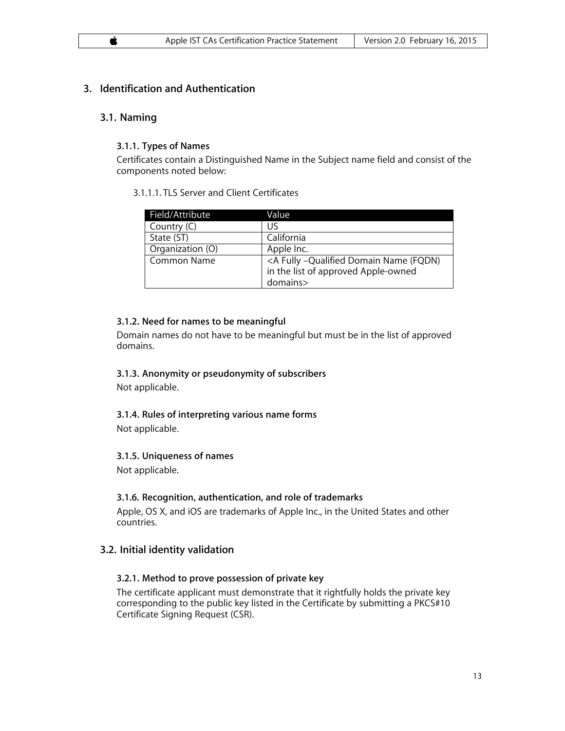# 3. Identification and Authentication

## 3.1. Naming

### 3.1.1. Types of Names

Certificates contain a Distinguished Name in the Subject name field and consist of the components noted below:

3.1.1.1. TLS Server and Client Certificates

| Field/Attribute | Value |
|---|---|
| Country (C) | US |
| State (ST) | California |
| Organization (O) | Apple Inc. |
| Common Name | <A Fully –Qualified Domain Name (FQDN) in the list of approved Apple-owned domains> |

### 3.1.2. Need for names to be meaningful

Domain names do not have to be meaningful but must be in the list of approved domains.

### 3.1.3. Anonymity or pseudonymity of subscribers

Not applicable.

### 3.1.4. Rules of interpreting various name forms

Not applicable.

### 3.1.5. Uniqueness of names

Not applicable.

### 3.1.6. Recognition, authentication, and role of trademarks

Apple, OS X, and iOS are trademarks of Apple Inc., in the United States and other countries.

## 3.2. Initial identity validation

### 3.2.1. Method to prove possession of private key

The certificate applicant must demonstrate that it rightfully holds the private key corresponding to the public key listed in the Certificate by submitting a PKCS#10 Certificate Signing Request (CSR).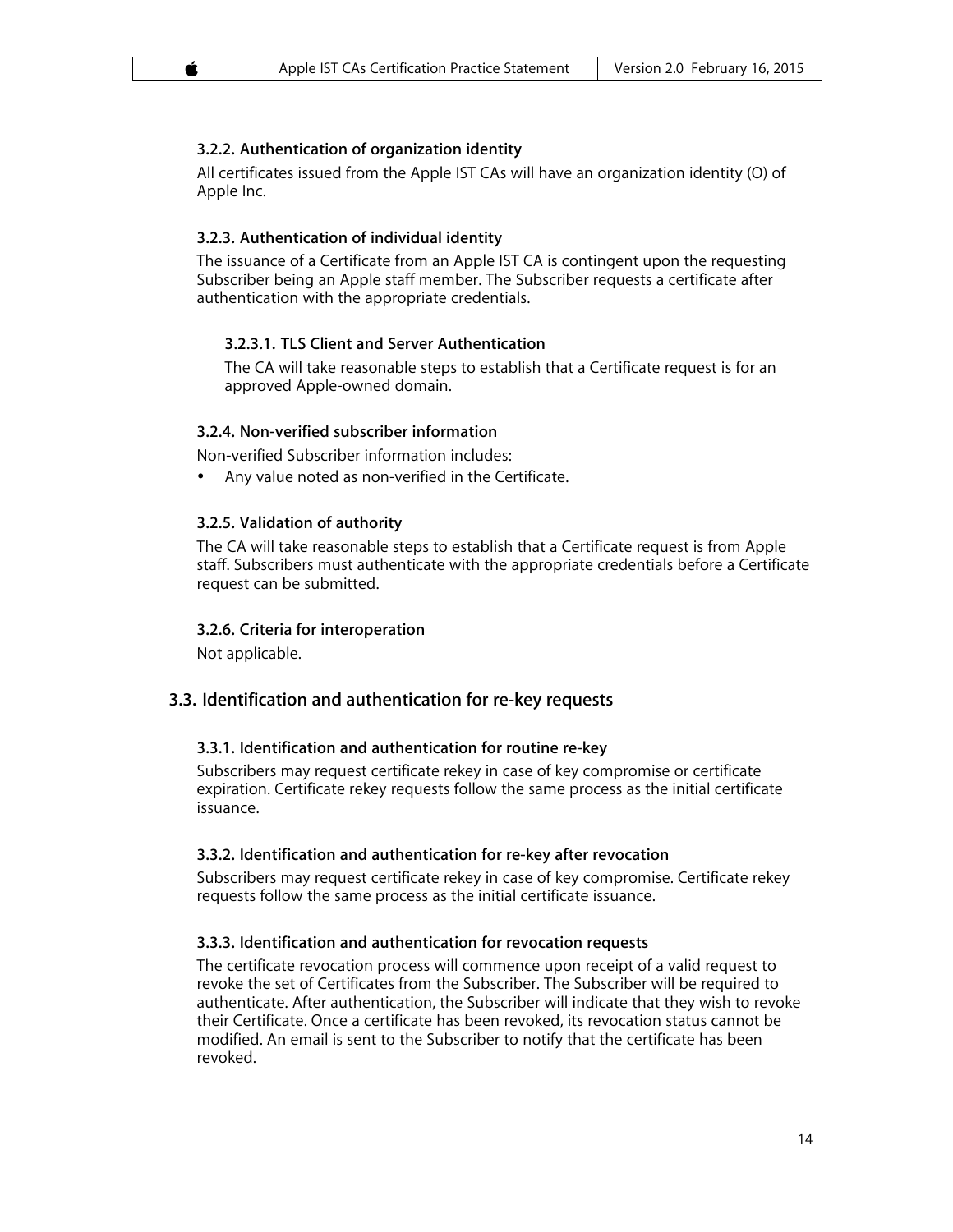#### 3.2.2. Authentication of organization identity

All certificates issued from the Apple IST CAs will have an organization identity (O) of Apple Inc.

#### 3.2.3. Authentication of individual identity

The issuance of a Certificate from an Apple IST CA is contingent upon the requesting Subscriber being an Apple staff member. The Subscriber requests a certificate after authentication with the appropriate credentials.

##### 3.2.3.1. TLS Client and Server Authentication

The CA will take reasonable steps to establish that a Certificate request is for an approved Apple-owned domain.

#### 3.2.4. Non-verified subscriber information

Non-verified Subscriber information includes:

- Any value noted as non-verified in the Certificate.

#### 3.2.5. Validation of authority

The CA will take reasonable steps to establish that a Certificate request is from Apple staff. Subscribers must authenticate with the appropriate credentials before a Certificate request can be submitted.

#### 3.2.6. Criteria for interoperation

Not applicable.

### 3.3. Identification and authentication for re-key requests

#### 3.3.1. Identification and authentication for routine re-key

Subscribers may request certificate rekey in case of key compromise or certificate expiration. Certificate rekey requests follow the same process as the initial certificate issuance.

#### 3.3.2. Identification and authentication for re-key after revocation

Subscribers may request certificate rekey in case of key compromise. Certificate rekey requests follow the same process as the initial certificate issuance.

#### 3.3.3. Identification and authentication for revocation requests

The certificate revocation process will commence upon receipt of a valid request to revoke the set of Certificates from the Subscriber. The Subscriber will be required to authenticate. After authentication, the Subscriber will indicate that they wish to revoke their Certificate. Once a certificate has been revoked, its revocation status cannot be modified. An email is sent to the Subscriber to notify that the certificate has been revoked.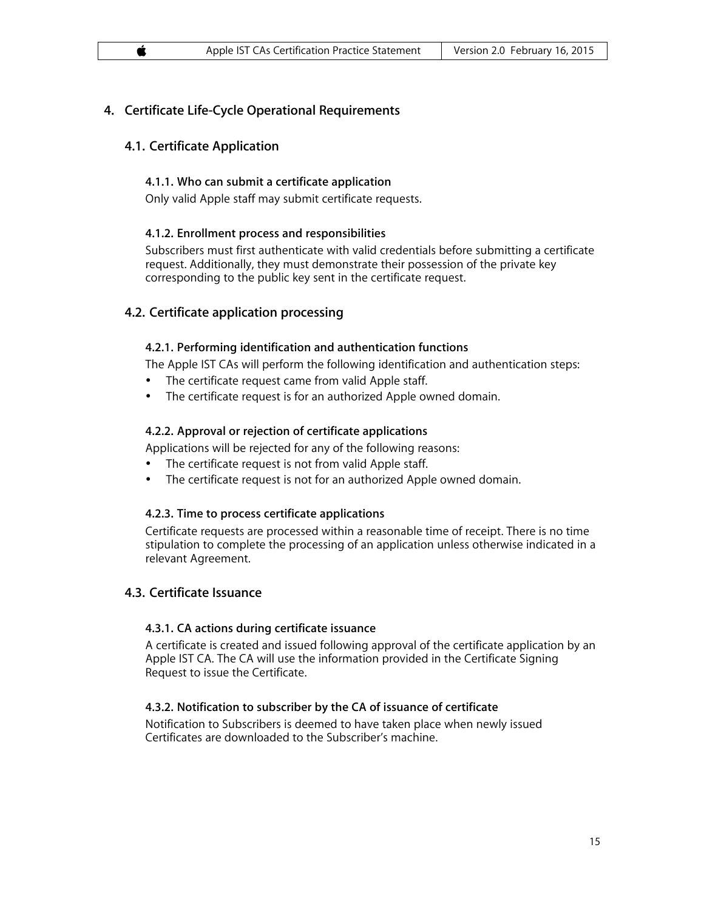# 4. Certificate Life-Cycle Operational Requirements

## 4.1. Certificate Application

### 4.1.1. Who can submit a certificate application

Only valid Apple staff may submit certificate requests.

### 4.1.2. Enrollment process and responsibilities

Subscribers must first authenticate with valid credentials before submitting a certificate request. Additionally, they must demonstrate their possession of the private key corresponding to the public key sent in the certificate request.

## 4.2. Certificate application processing

### 4.2.1. Performing identification and authentication functions

The Apple IST CAs will perform the following identification and authentication steps:

- The certificate request came from valid Apple staff.
- The certificate request is for an authorized Apple owned domain.

### 4.2.2. Approval or rejection of certificate applications

Applications will be rejected for any of the following reasons:

- The certificate request is not from valid Apple staff.
- The certificate request is not for an authorized Apple owned domain.

### 4.2.3. Time to process certificate applications

Certificate requests are processed within a reasonable time of receipt. There is no time stipulation to complete the processing of an application unless otherwise indicated in a relevant Agreement.

## 4.3. Certificate Issuance

### 4.3.1. CA actions during certificate issuance

A certificate is created and issued following approval of the certificate application by an Apple IST CA. The CA will use the information provided in the Certificate Signing Request to issue the Certificate.

### 4.3.2. Notification to subscriber by the CA of issuance of certificate

Notification to Subscribers is deemed to have taken place when newly issued Certificates are downloaded to the Subscriber's machine.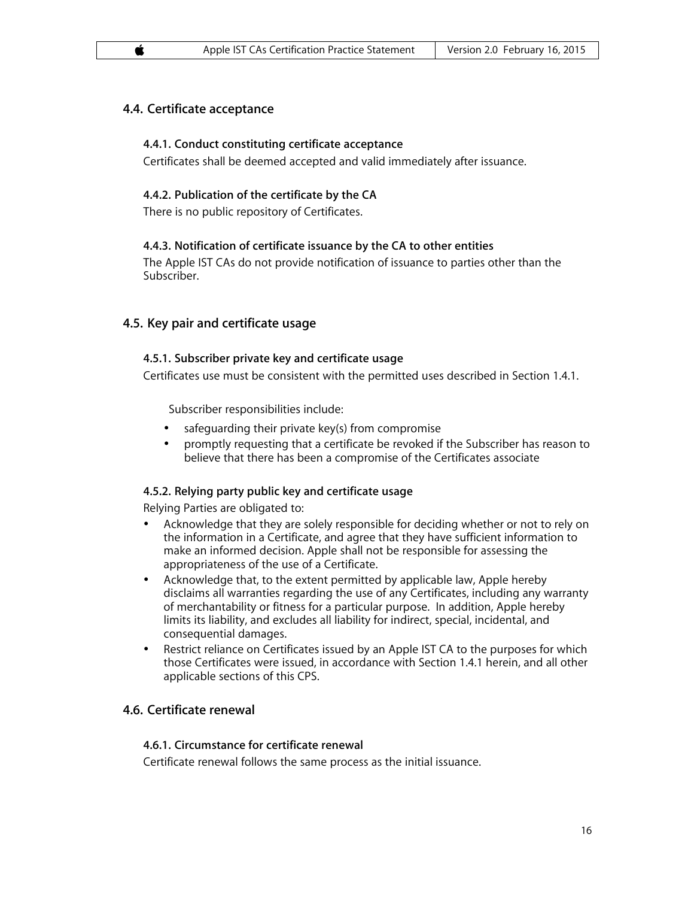## 4.4. Certificate acceptance

### 4.4.1. Conduct constituting certificate acceptance

Certificates shall be deemed accepted and valid immediately after issuance.

### 4.4.2. Publication of the certificate by the CA

There is no public repository of Certificates.

### 4.4.3. Notification of certificate issuance by the CA to other entities

The Apple IST CAs do not provide notification of issuance to parties other than the Subscriber.

## 4.5. Key pair and certificate usage

### 4.5.1. Subscriber private key and certificate usage

Certificates use must be consistent with the permitted uses described in Section 1.4.1.

Subscriber responsibilities include:

- safeguarding their private key(s) from compromise
- promptly requesting that a certificate be revoked if the Subscriber has reason to believe that there has been a compromise of the Certificates associate

### 4.5.2. Relying party public key and certificate usage

Relying Parties are obligated to:

- Acknowledge that they are solely responsible for deciding whether or not to rely on the information in a Certificate, and agree that they have sufficient information to make an informed decision. Apple shall not be responsible for assessing the appropriateness of the use of a Certificate.
- Acknowledge that, to the extent permitted by applicable law, Apple hereby disclaims all warranties regarding the use of any Certificates, including any warranty of merchantability or fitness for a particular purpose. In addition, Apple hereby limits its liability, and excludes all liability for indirect, special, incidental, and consequential damages.
- Restrict reliance on Certificates issued by an Apple IST CA to the purposes for which those Certificates were issued, in accordance with Section 1.4.1 herein, and all other applicable sections of this CPS.

## 4.6. Certificate renewal

### 4.6.1. Circumstance for certificate renewal

Certificate renewal follows the same process as the initial issuance.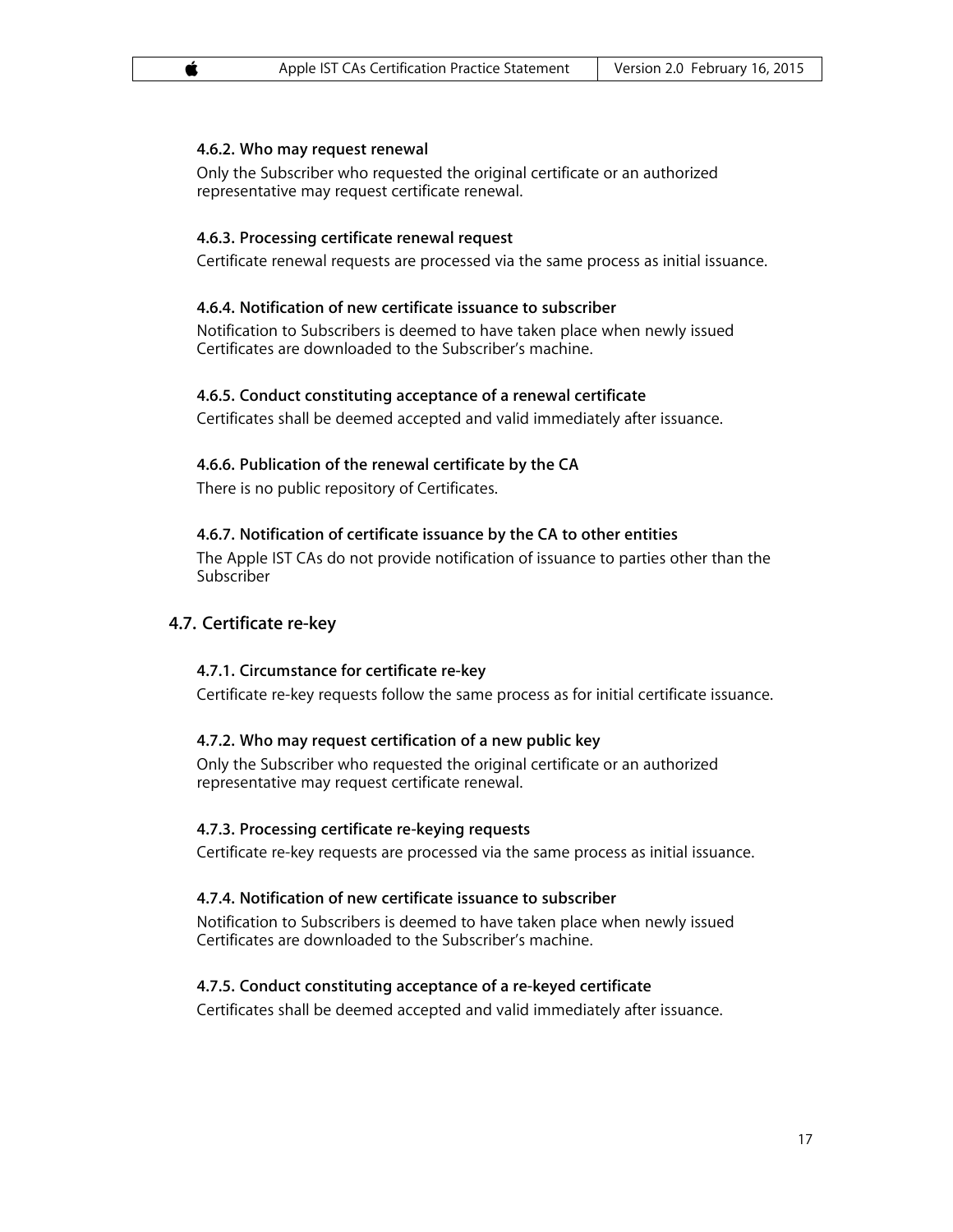#### 4.6.2. Who may request renewal

Only the Subscriber who requested the original certificate or an authorized representative may request certificate renewal.

#### 4.6.3. Processing certificate renewal request

Certificate renewal requests are processed via the same process as initial issuance.

#### 4.6.4. Notification of new certificate issuance to subscriber

Notification to Subscribers is deemed to have taken place when newly issued Certificates are downloaded to the Subscriber's machine.

#### 4.6.5. Conduct constituting acceptance of a renewal certificate

Certificates shall be deemed accepted and valid immediately after issuance.

#### 4.6.6. Publication of the renewal certificate by the CA

There is no public repository of Certificates.

#### 4.6.7. Notification of certificate issuance by the CA to other entities

The Apple IST CAs do not provide notification of issuance to parties other than the Subscriber

### 4.7. Certificate re-key

#### 4.7.1. Circumstance for certificate re-key

Certificate re-key requests follow the same process as for initial certificate issuance.

#### 4.7.2. Who may request certification of a new public key

Only the Subscriber who requested the original certificate or an authorized representative may request certificate renewal.

#### 4.7.3. Processing certificate re-keying requests

Certificate re-key requests are processed via the same process as initial issuance.

#### 4.7.4. Notification of new certificate issuance to subscriber

Notification to Subscribers is deemed to have taken place when newly issued Certificates are downloaded to the Subscriber's machine.

#### 4.7.5. Conduct constituting acceptance of a re-keyed certificate

Certificates shall be deemed accepted and valid immediately after issuance.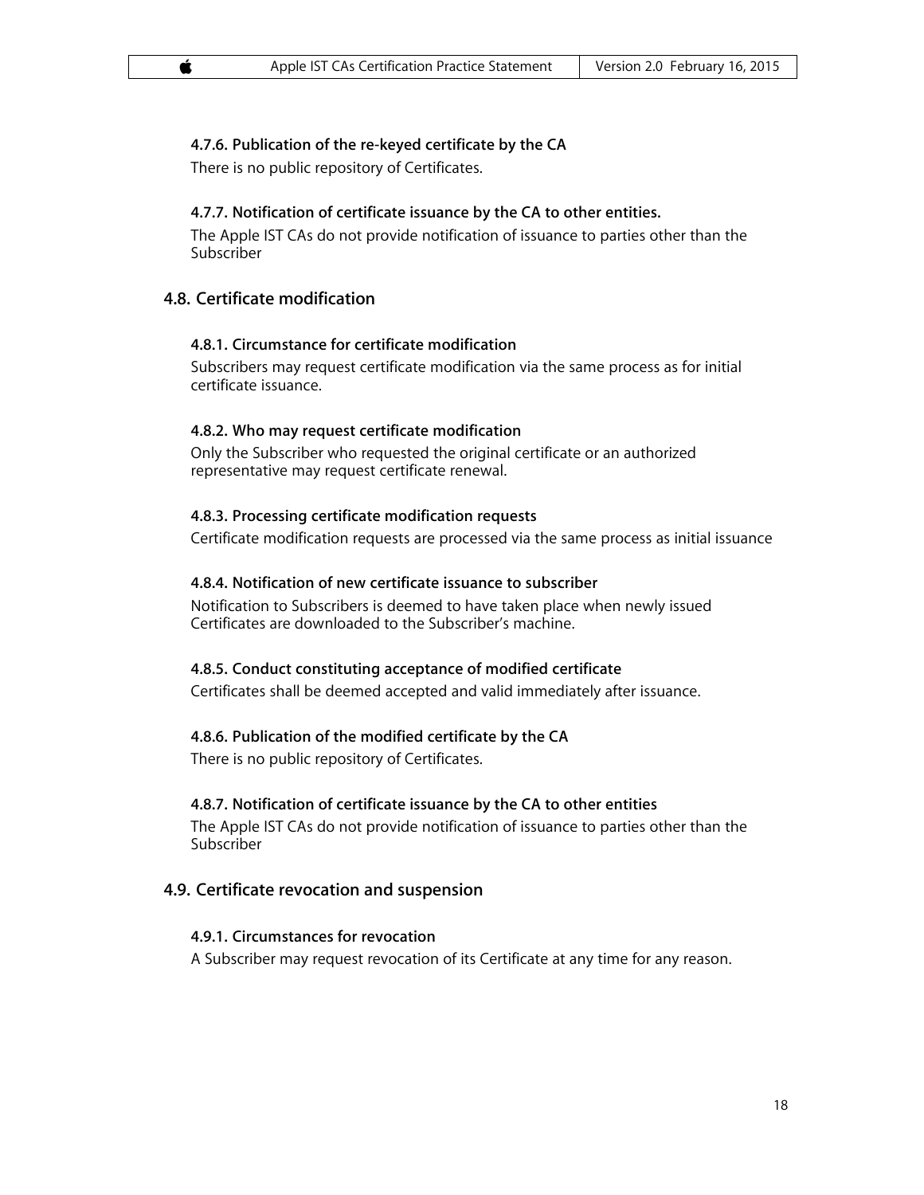#### 4.7.6. Publication of the re-keyed certificate by the CA

There is no public repository of Certificates.

#### 4.7.7. Notification of certificate issuance by the CA to other entities.

The Apple IST CAs do not provide notification of issuance to parties other than the Subscriber

### 4.8. Certificate modification

#### 4.8.1. Circumstance for certificate modification

Subscribers may request certificate modification via the same process as for initial certificate issuance.

#### 4.8.2. Who may request certificate modification

Only the Subscriber who requested the original certificate or an authorized representative may request certificate renewal.

#### 4.8.3. Processing certificate modification requests

Certificate modification requests are processed via the same process as initial issuance

#### 4.8.4. Notification of new certificate issuance to subscriber

Notification to Subscribers is deemed to have taken place when newly issued Certificates are downloaded to the Subscriber's machine.

#### 4.8.5. Conduct constituting acceptance of modified certificate

Certificates shall be deemed accepted and valid immediately after issuance.

#### 4.8.6. Publication of the modified certificate by the CA

There is no public repository of Certificates.

#### 4.8.7. Notification of certificate issuance by the CA to other entities

The Apple IST CAs do not provide notification of issuance to parties other than the Subscriber

### 4.9. Certificate revocation and suspension

#### 4.9.1. Circumstances for revocation

A Subscriber may request revocation of its Certificate at any time for any reason.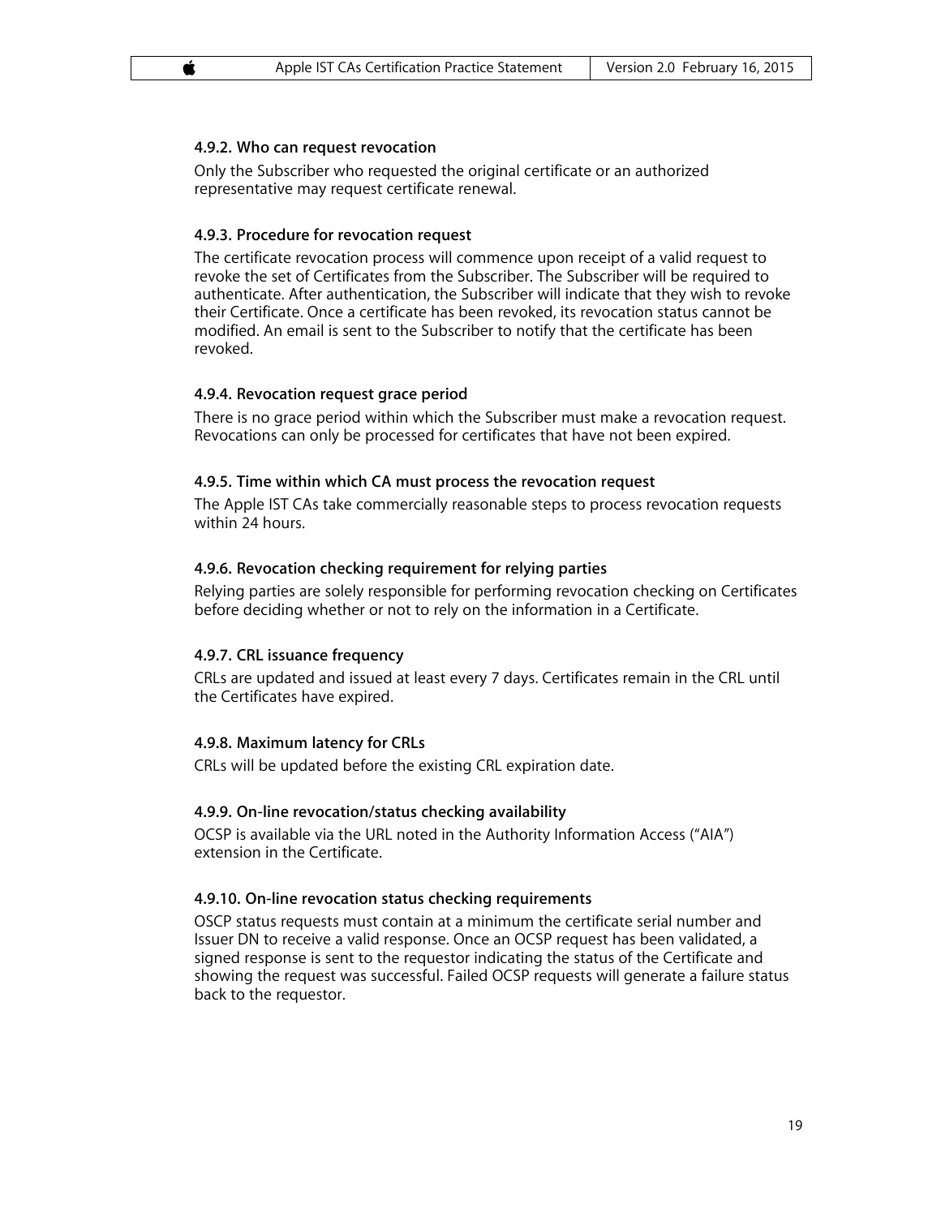#### 4.9.2. Who can request revocation

Only the Subscriber who requested the original certificate or an authorized representative may request certificate renewal.

#### 4.9.3. Procedure for revocation request

The certificate revocation process will commence upon receipt of a valid request to revoke the set of Certificates from the Subscriber. The Subscriber will be required to authenticate. After authentication, the Subscriber will indicate that they wish to revoke their Certificate. Once a certificate has been revoked, its revocation status cannot be modified. An email is sent to the Subscriber to notify that the certificate has been revoked.

#### 4.9.4. Revocation request grace period

There is no grace period within which the Subscriber must make a revocation request. Revocations can only be processed for certificates that have not been expired.

#### 4.9.5. Time within which CA must process the revocation request

The Apple IST CAs take commercially reasonable steps to process revocation requests within 24 hours.

#### 4.9.6. Revocation checking requirement for relying parties

Relying parties are solely responsible for performing revocation checking on Certificates before deciding whether or not to rely on the information in a Certificate.

#### 4.9.7. CRL issuance frequency

CRLs are updated and issued at least every 7 days. Certificates remain in the CRL until the Certificates have expired.

#### 4.9.8. Maximum latency for CRLs

CRLs will be updated before the existing CRL expiration date.

#### 4.9.9. On-line revocation/status checking availability

OCSP is available via the URL noted in the Authority Information Access ("AIA") extension in the Certificate.

#### 4.9.10. On-line revocation status checking requirements

OSCP status requests must contain at a minimum the certificate serial number and Issuer DN to receive a valid response. Once an OCSP request has been validated, a signed response is sent to the requestor indicating the status of the Certificate and showing the request was successful. Failed OCSP requests will generate a failure status back to the requestor.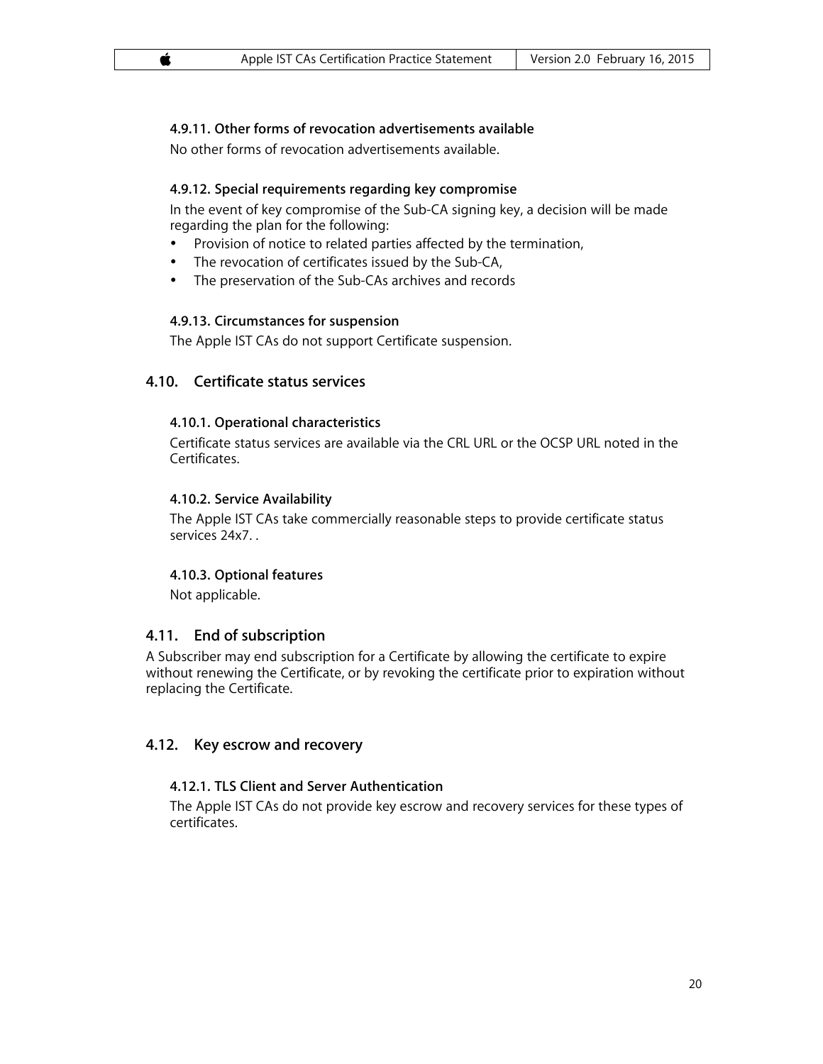#### 4.9.11. Other forms of revocation advertisements available

No other forms of revocation advertisements available.

#### 4.9.12. Special requirements regarding key compromise

In the event of key compromise of the Sub-CA signing key, a decision will be made regarding the plan for the following:

- Provision of notice to related parties affected by the termination,
- The revocation of certificates issued by the Sub-CA,
- The preservation of the Sub-CAs archives and records

#### 4.9.13. Circumstances for suspension

The Apple IST CAs do not support Certificate suspension.

### 4.10. Certificate status services

#### 4.10.1. Operational characteristics

Certificate status services are available via the CRL URL or the OCSP URL noted in the Certificates.

#### 4.10.2. Service Availability

The Apple IST CAs take commercially reasonable steps to provide certificate status services 24x7. .

#### 4.10.3. Optional features

Not applicable.

### 4.11. End of subscription

A Subscriber may end subscription for a Certificate by allowing the certificate to expire without renewing the Certificate, or by revoking the certificate prior to expiration without replacing the Certificate.

### 4.12. Key escrow and recovery

#### 4.12.1. TLS Client and Server Authentication

The Apple IST CAs do not provide key escrow and recovery services for these types of certificates.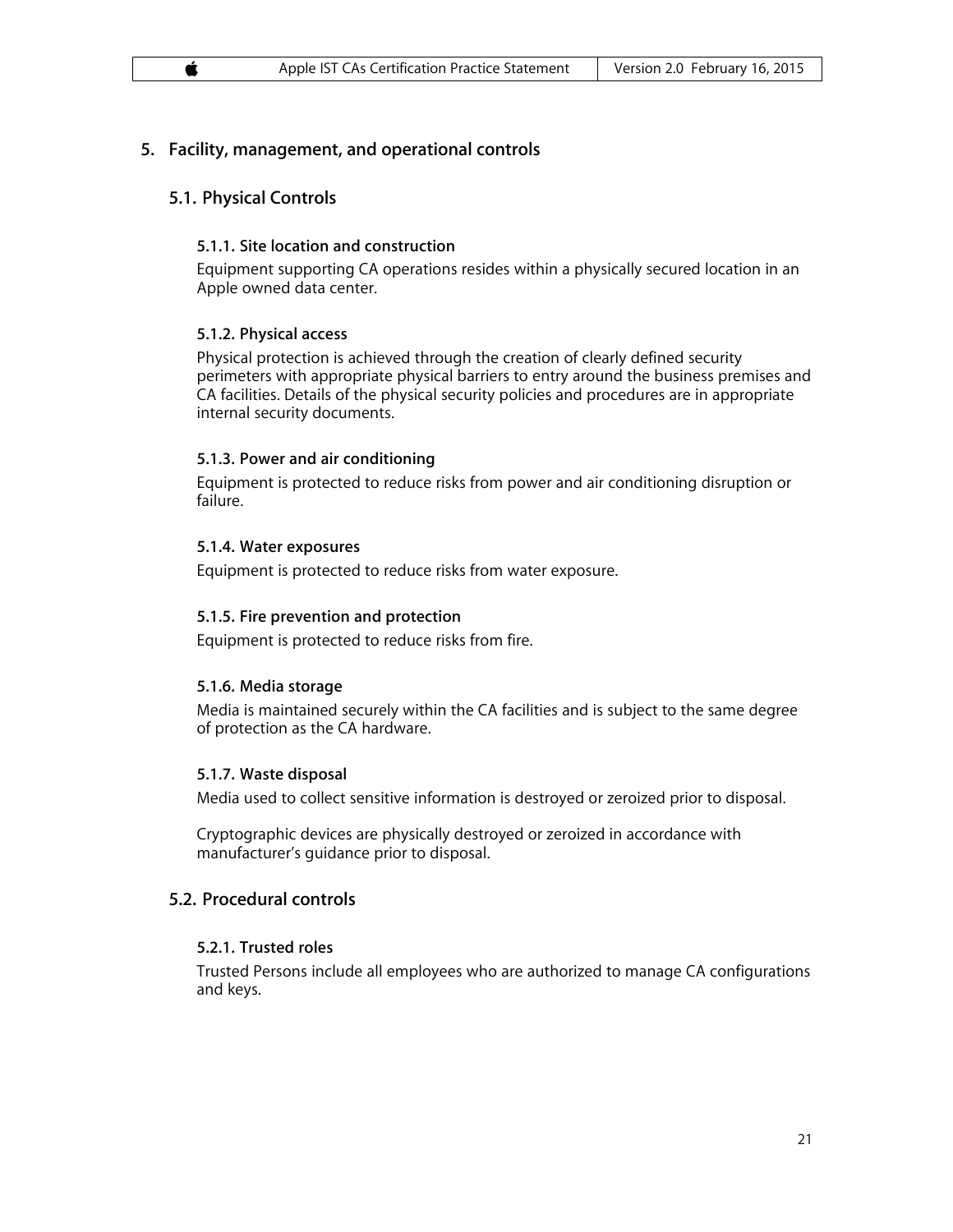# 5. Facility, management, and operational controls

## 5.1. Physical Controls

### 5.1.1. Site location and construction

Equipment supporting CA operations resides within a physically secured location in an Apple owned data center.

### 5.1.2. Physical access

Physical protection is achieved through the creation of clearly defined security perimeters with appropriate physical barriers to entry around the business premises and CA facilities. Details of the physical security policies and procedures are in appropriate internal security documents.

### 5.1.3. Power and air conditioning

Equipment is protected to reduce risks from power and air conditioning disruption or failure.

### 5.1.4. Water exposures

Equipment is protected to reduce risks from water exposure.

### 5.1.5. Fire prevention and protection

Equipment is protected to reduce risks from fire.

### 5.1.6. Media storage

Media is maintained securely within the CA facilities and is subject to the same degree of protection as the CA hardware.

### 5.1.7. Waste disposal

Media used to collect sensitive information is destroyed or zeroized prior to disposal.

Cryptographic devices are physically destroyed or zeroized in accordance with manufacturer's guidance prior to disposal.

## 5.2. Procedural controls

### 5.2.1. Trusted roles

Trusted Persons include all employees who are authorized to manage CA configurations and keys.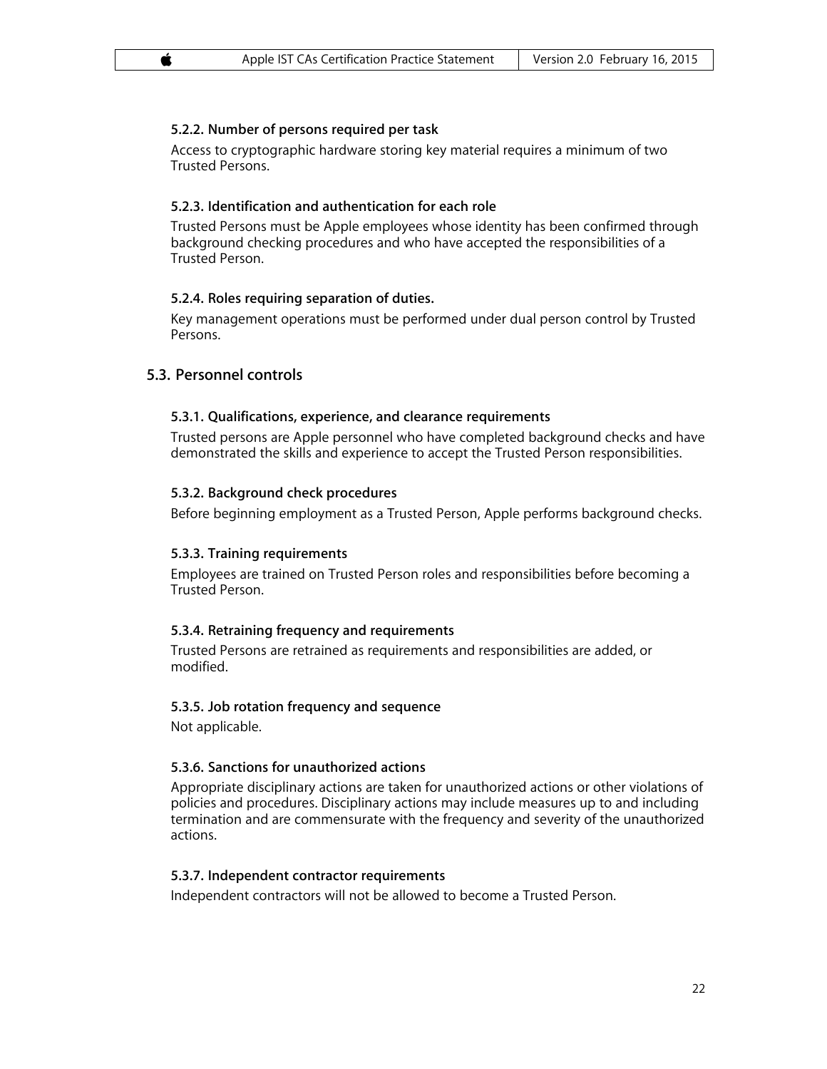#### 5.2.2. Number of persons required per task

Access to cryptographic hardware storing key material requires a minimum of two Trusted Persons.

#### 5.2.3. Identification and authentication for each role

Trusted Persons must be Apple employees whose identity has been confirmed through background checking procedures and who have accepted the responsibilities of a Trusted Person.

#### 5.2.4. Roles requiring separation of duties.

Key management operations must be performed under dual person control by Trusted Persons.

### 5.3. Personnel controls

#### 5.3.1. Qualifications, experience, and clearance requirements

Trusted persons are Apple personnel who have completed background checks and have demonstrated the skills and experience to accept the Trusted Person responsibilities.

#### 5.3.2. Background check procedures

Before beginning employment as a Trusted Person, Apple performs background checks.

#### 5.3.3. Training requirements

Employees are trained on Trusted Person roles and responsibilities before becoming a Trusted Person.

#### 5.3.4. Retraining frequency and requirements

Trusted Persons are retrained as requirements and responsibilities are added, or modified.

#### 5.3.5. Job rotation frequency and sequence

Not applicable.

#### 5.3.6. Sanctions for unauthorized actions

Appropriate disciplinary actions are taken for unauthorized actions or other violations of policies and procedures. Disciplinary actions may include measures up to and including termination and are commensurate with the frequency and severity of the unauthorized actions.

#### 5.3.7. Independent contractor requirements

Independent contractors will not be allowed to become a Trusted Person.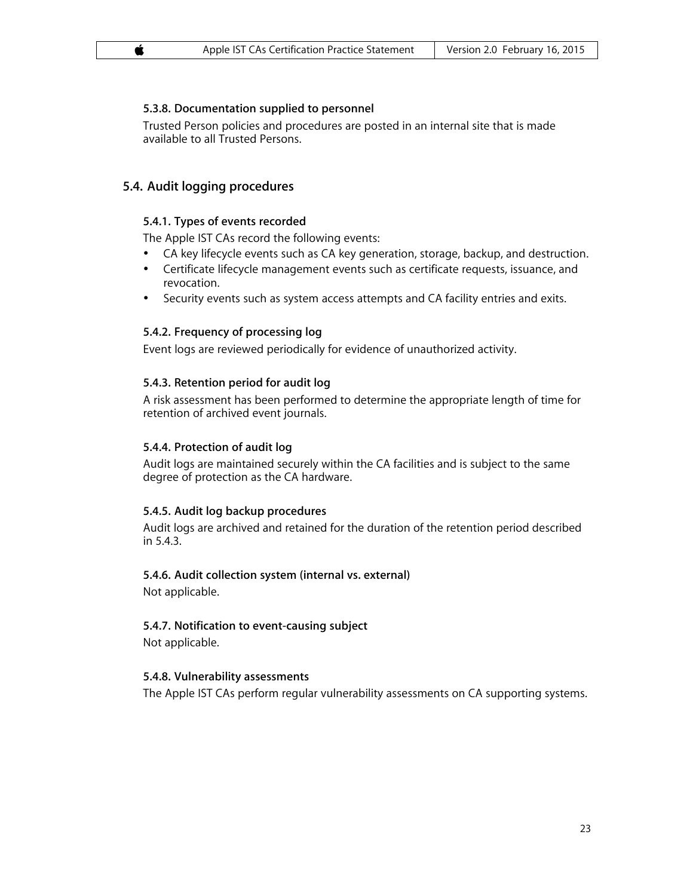#### 5.3.8. Documentation supplied to personnel

Trusted Person policies and procedures are posted in an internal site that is made available to all Trusted Persons.

### 5.4. Audit logging procedures

#### 5.4.1. Types of events recorded

The Apple IST CAs record the following events:

- CA key lifecycle events such as CA key generation, storage, backup, and destruction.
- Certificate lifecycle management events such as certificate requests, issuance, and revocation.
- Security events such as system access attempts and CA facility entries and exits.

#### 5.4.2. Frequency of processing log

Event logs are reviewed periodically for evidence of unauthorized activity.

#### 5.4.3. Retention period for audit log

A risk assessment has been performed to determine the appropriate length of time for retention of archived event journals.

#### 5.4.4. Protection of audit log

Audit logs are maintained securely within the CA facilities and is subject to the same degree of protection as the CA hardware.

#### 5.4.5. Audit log backup procedures

Audit logs are archived and retained for the duration of the retention period described in 5.4.3.

#### 5.4.6. Audit collection system (internal vs. external)

Not applicable.

#### 5.4.7. Notification to event-causing subject

Not applicable.

#### 5.4.8. Vulnerability assessments

The Apple IST CAs perform regular vulnerability assessments on CA supporting systems.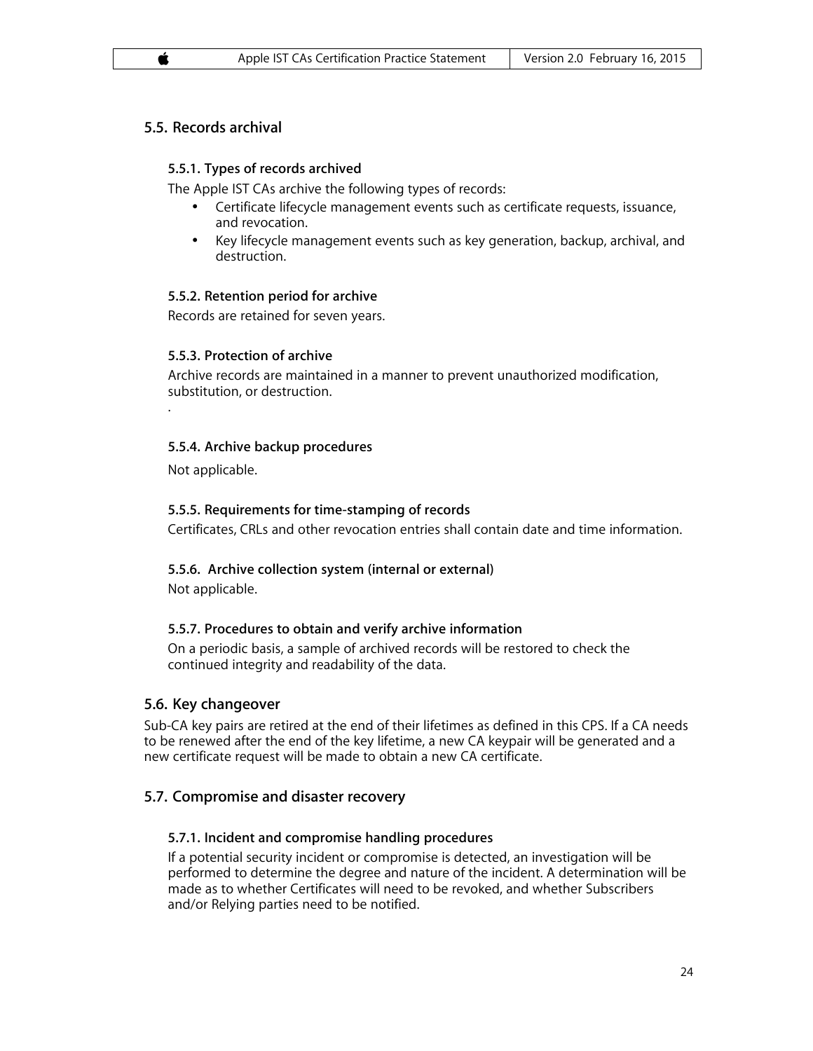## 5.5. Records archival

### 5.5.1. Types of records archived

The Apple IST CAs archive the following types of records:

- Certificate lifecycle management events such as certificate requests, issuance, and revocation.
- Key lifecycle management events such as key generation, backup, archival, and destruction.

### 5.5.2. Retention period for archive

Records are retained for seven years.

### 5.5.3. Protection of archive

Archive records are maintained in a manner to prevent unauthorized modification, substitution, or destruction.

.

### 5.5.4. Archive backup procedures

Not applicable.

### 5.5.5. Requirements for time-stamping of records

Certificates, CRLs and other revocation entries shall contain date and time information.

### 5.5.6. Archive collection system (internal or external)

Not applicable.

### 5.5.7. Procedures to obtain and verify archive information

On a periodic basis, a sample of archived records will be restored to check the continued integrity and readability of the data.

## 5.6. Key changeover

Sub-CA key pairs are retired at the end of their lifetimes as defined in this CPS. If a CA needs to be renewed after the end of the key lifetime, a new CA keypair will be generated and a new certificate request will be made to obtain a new CA certificate.

## 5.7. Compromise and disaster recovery

### 5.7.1. Incident and compromise handling procedures

If a potential security incident or compromise is detected, an investigation will be performed to determine the degree and nature of the incident. A determination will be made as to whether Certificates will need to be revoked, and whether Subscribers and/or Relying parties need to be notified.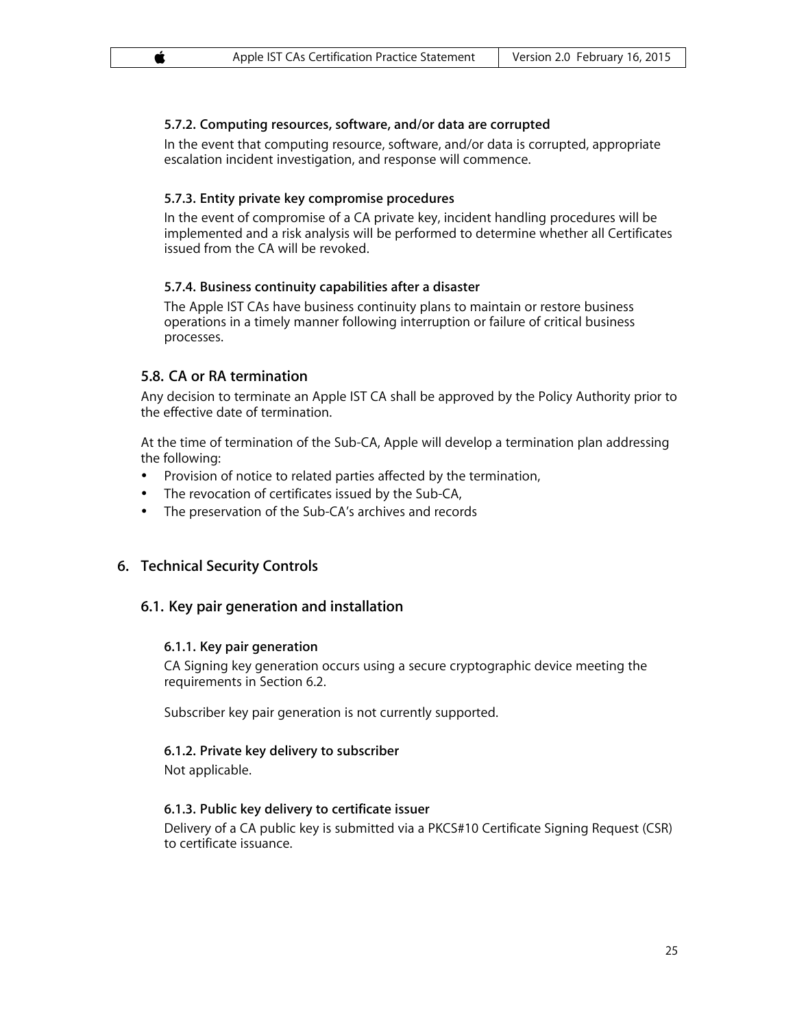#### 5.7.2. Computing resources, software, and/or data are corrupted

In the event that computing resource, software, and/or data is corrupted, appropriate escalation incident investigation, and response will commence.

#### 5.7.3. Entity private key compromise procedures

In the event of compromise of a CA private key, incident handling procedures will be implemented and a risk analysis will be performed to determine whether all Certificates issued from the CA will be revoked.

#### 5.7.4. Business continuity capabilities after a disaster

The Apple IST CAs have business continuity plans to maintain or restore business operations in a timely manner following interruption or failure of critical business processes.

### 5.8. CA or RA termination

Any decision to terminate an Apple IST CA shall be approved by the Policy Authority prior to the effective date of termination.

At the time of termination of the Sub-CA, Apple will develop a termination plan addressing the following:

- Provision of notice to related parties affected by the termination,
- The revocation of certificates issued by the Sub-CA,
- The preservation of the Sub-CA's archives and records

## 6. Technical Security Controls

### 6.1. Key pair generation and installation

#### 6.1.1. Key pair generation

CA Signing key generation occurs using a secure cryptographic device meeting the requirements in Section 6.2.

Subscriber key pair generation is not currently supported.

#### 6.1.2. Private key delivery to subscriber

Not applicable.

#### 6.1.3. Public key delivery to certificate issuer

Delivery of a CA public key is submitted via a PKCS#10 Certificate Signing Request (CSR) to certificate issuance.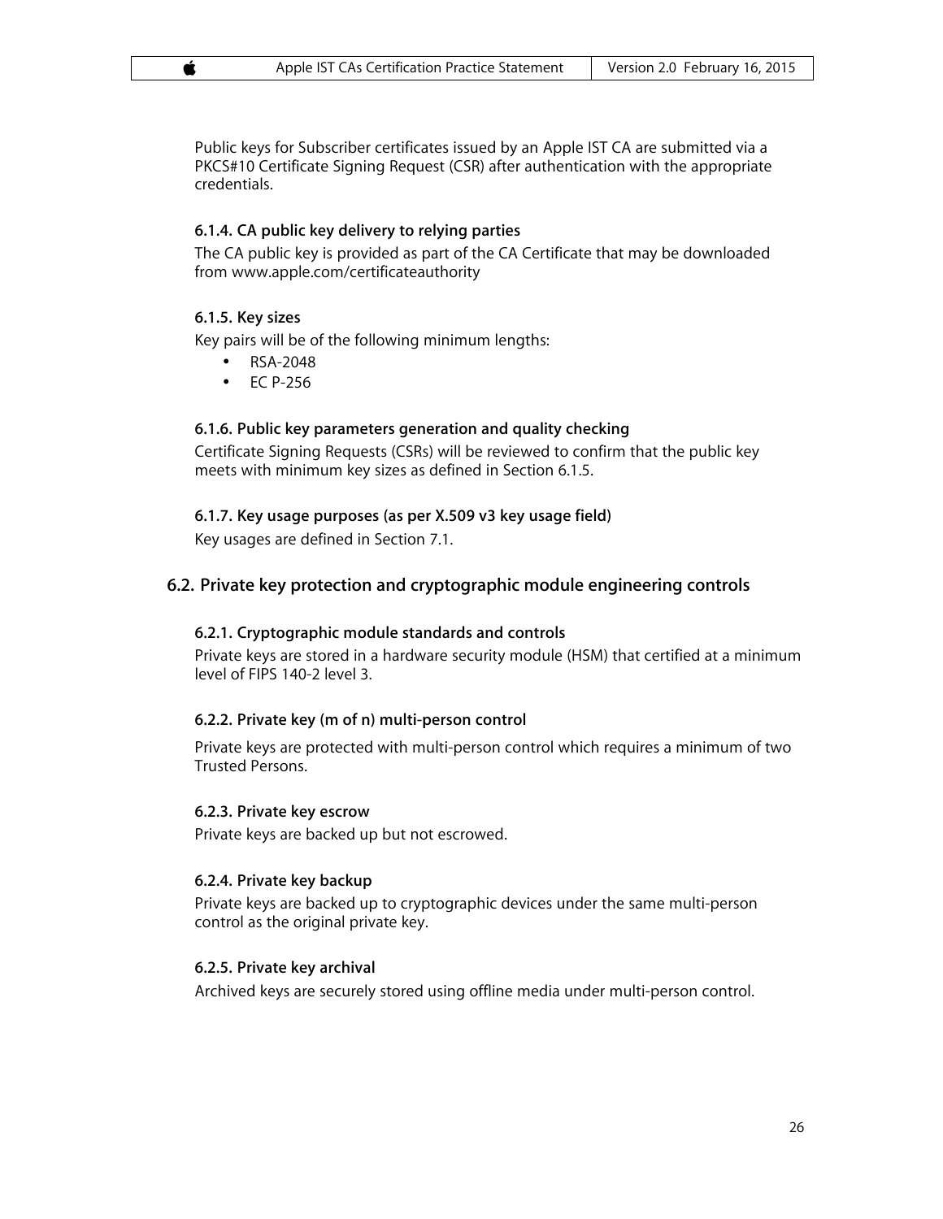Public keys for Subscriber certificates issued by an Apple IST CA are submitted via a PKCS#10 Certificate Signing Request (CSR) after authentication with the appropriate credentials.

#### 6.1.4. CA public key delivery to relying parties

The CA public key is provided as part of the CA Certificate that may be downloaded from www.apple.com/certificateauthority

#### 6.1.5. Key sizes

Key pairs will be of the following minimum lengths:

- RSA-2048
- EC P-256

#### 6.1.6. Public key parameters generation and quality checking

Certificate Signing Requests (CSRs) will be reviewed to confirm that the public key meets with minimum key sizes as defined in Section 6.1.5.

#### 6.1.7. Key usage purposes (as per X.509 v3 key usage field)

Key usages are defined in Section 7.1.

### 6.2. Private key protection and cryptographic module engineering controls

#### 6.2.1. Cryptographic module standards and controls

Private keys are stored in a hardware security module (HSM) that certified at a minimum level of FIPS 140-2 level 3.

#### 6.2.2. Private key (m of n) multi-person control

Private keys are protected with multi-person control which requires a minimum of two Trusted Persons.

#### 6.2.3. Private key escrow

Private keys are backed up but not escrowed.

#### 6.2.4. Private key backup

Private keys are backed up to cryptographic devices under the same multi-person control as the original private key.

#### 6.2.5. Private key archival

Archived keys are securely stored using offline media under multi-person control.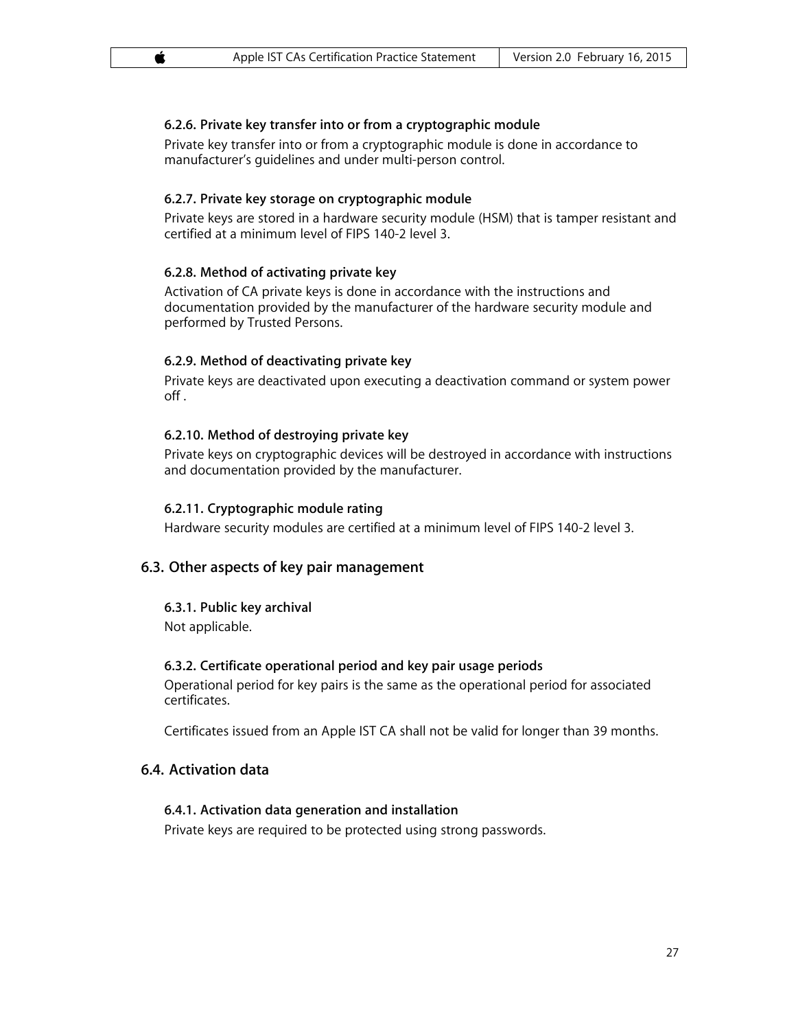#### 6.2.6. Private key transfer into or from a cryptographic module

Private key transfer into or from a cryptographic module is done in accordance to manufacturer's guidelines and under multi-person control.

#### 6.2.7. Private key storage on cryptographic module

Private keys are stored in a hardware security module (HSM) that is tamper resistant and certified at a minimum level of FIPS 140-2 level 3.

#### 6.2.8. Method of activating private key

Activation of CA private keys is done in accordance with the instructions and documentation provided by the manufacturer of the hardware security module and performed by Trusted Persons.

#### 6.2.9. Method of deactivating private key

Private keys are deactivated upon executing a deactivation command or system power off .

#### 6.2.10. Method of destroying private key

Private keys on cryptographic devices will be destroyed in accordance with instructions and documentation provided by the manufacturer.

#### 6.2.11. Cryptographic module rating

Hardware security modules are certified at a minimum level of FIPS 140-2 level 3.

### 6.3. Other aspects of key pair management

#### 6.3.1. Public key archival

Not applicable.

#### 6.3.2. Certificate operational period and key pair usage periods

Operational period for key pairs is the same as the operational period for associated certificates.

Certificates issued from an Apple IST CA shall not be valid for longer than 39 months.

### 6.4. Activation data

#### 6.4.1. Activation data generation and installation

Private keys are required to be protected using strong passwords.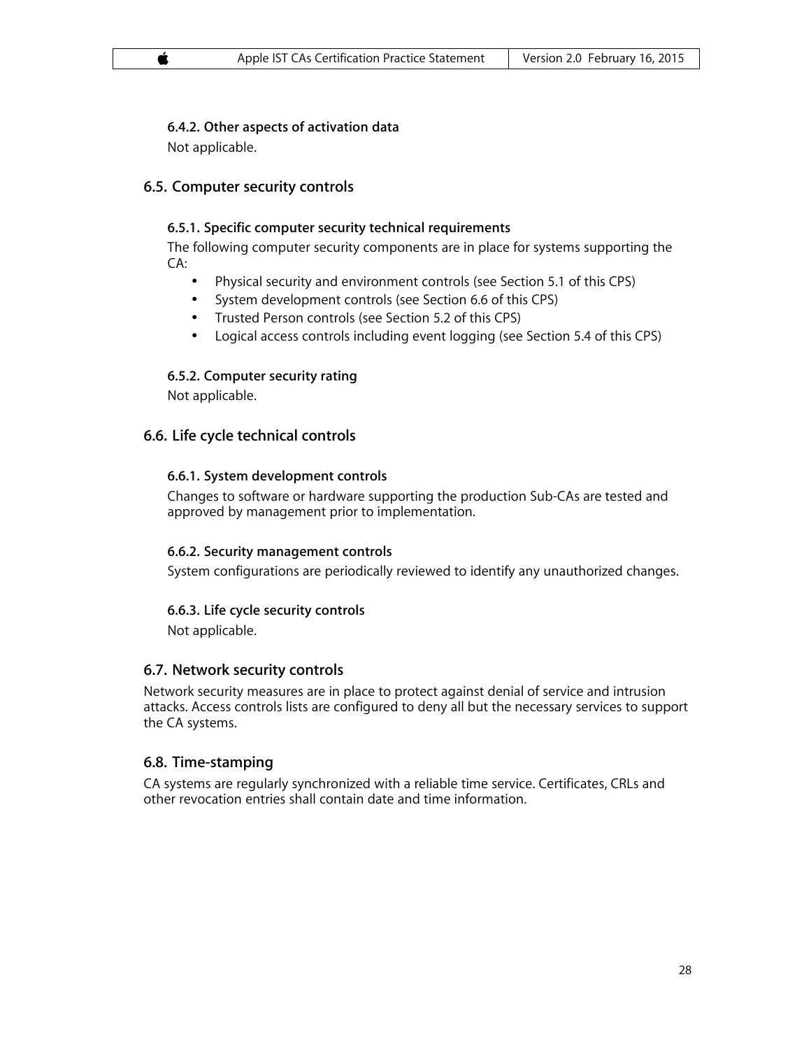#### 6.4.2. Other aspects of activation data

Not applicable.

### 6.5. Computer security controls

#### 6.5.1. Specific computer security technical requirements

The following computer security components are in place for systems supporting the CA:

- Physical security and environment controls (see Section 5.1 of this CPS)
- System development controls (see Section 6.6 of this CPS)
- Trusted Person controls (see Section 5.2 of this CPS)
- Logical access controls including event logging (see Section 5.4 of this CPS)

#### 6.5.2. Computer security rating

Not applicable.

### 6.6. Life cycle technical controls

#### 6.6.1. System development controls

Changes to software or hardware supporting the production Sub-CAs are tested and approved by management prior to implementation.

#### 6.6.2. Security management controls

System configurations are periodically reviewed to identify any unauthorized changes.

#### 6.6.3. Life cycle security controls

Not applicable.

### 6.7. Network security controls

Network security measures are in place to protect against denial of service and intrusion attacks. Access controls lists are configured to deny all but the necessary services to support the CA systems.

### 6.8. Time-stamping

CA systems are regularly synchronized with a reliable time service. Certificates, CRLs and other revocation entries shall contain date and time information.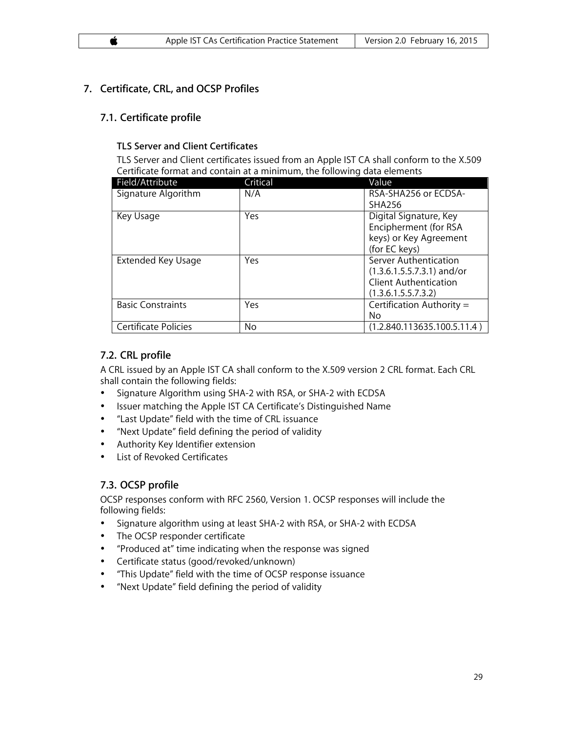# 7. Certificate, CRL, and OCSP Profiles

## 7.1. Certificate profile

### TLS Server and Client Certificates

TLS Server and Client certificates issued from an Apple IST CA shall conform to the X.509 Certificate format and contain at a minimum, the following data elements

| Field/Attribute | Critical | Value |
|---|---|---|
| Signature Algorithm | N/A | RSA-SHA256 or ECDSA-SHA256 |
| Key Usage | Yes | Digital Signature, Key Encipherment (for RSA keys) or Key Agreement (for EC keys) |
| Extended Key Usage | Yes | Server Authentication (1.3.6.1.5.5.7.3.1) and/or Client Authentication (1.3.6.1.5.5.7.3.2) |
| Basic Constraints | Yes | Certification Authority = No |
| Certificate Policies | No | (1.2.840.113635.100.5.11.4 ) |

## 7.2. CRL profile

A CRL issued by an Apple IST CA shall conform to the X.509 version 2 CRL format. Each CRL shall contain the following fields:

- Signature Algorithm using SHA-2 with RSA, or SHA-2 with ECDSA
- Issuer matching the Apple IST CA Certificate's Distinguished Name
- "Last Update" field with the time of CRL issuance
- "Next Update" field defining the period of validity
- Authority Key Identifier extension
- List of Revoked Certificates

## 7.3. OCSP profile

OCSP responses conform with RFC 2560, Version 1. OCSP responses will include the following fields:

- Signature algorithm using at least SHA-2 with RSA, or SHA-2 with ECDSA
- The OCSP responder certificate
- "Produced at" time indicating when the response was signed
- Certificate status (good/revoked/unknown)
- "This Update" field with the time of OCSP response issuance
- "Next Update" field defining the period of validity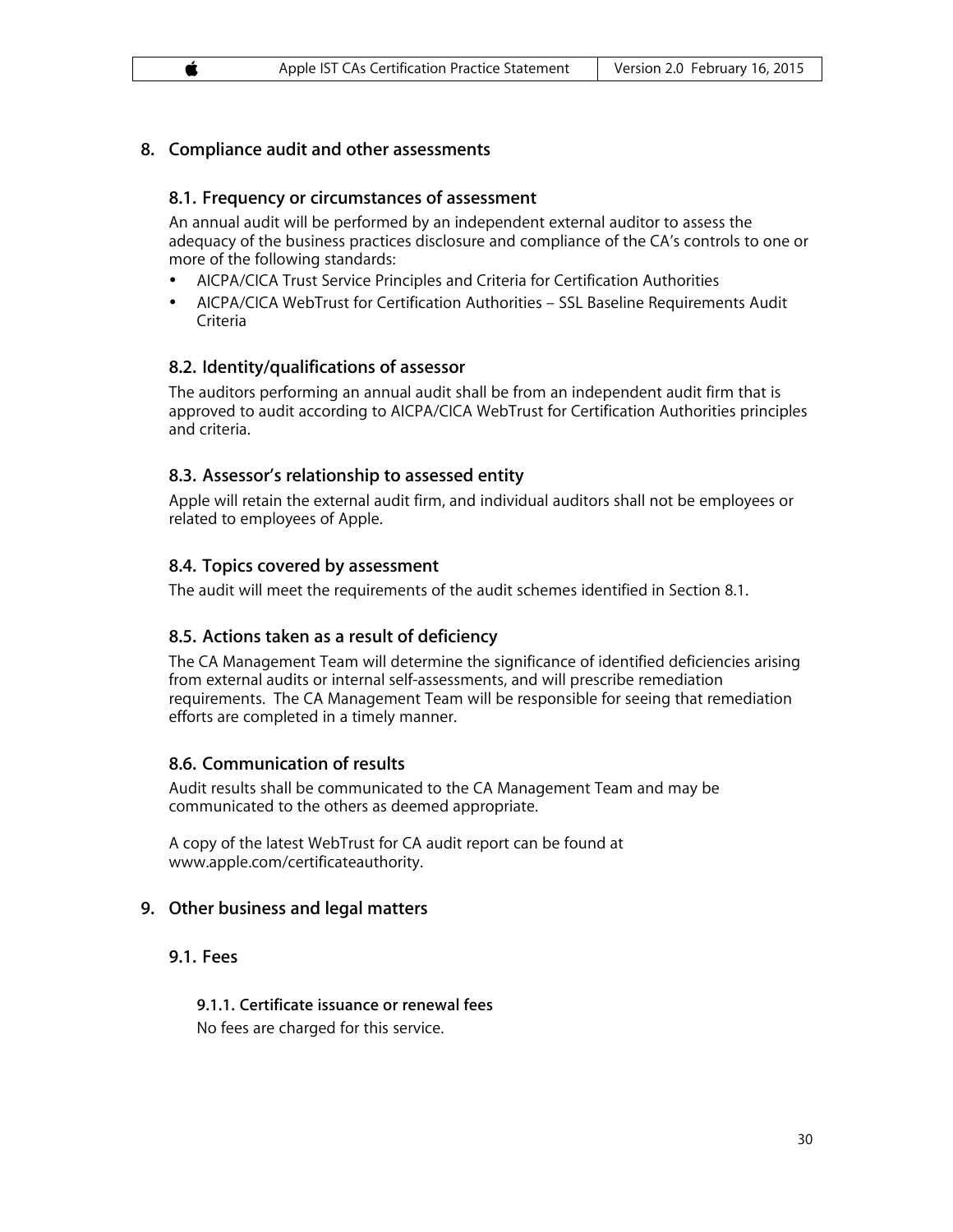## 8. Compliance audit and other assessments

### 8.1. Frequency or circumstances of assessment

An annual audit will be performed by an independent external auditor to assess the adequacy of the business practices disclosure and compliance of the CA's controls to one or more of the following standards:

- AICPA/CICA Trust Service Principles and Criteria for Certification Authorities
- AICPA/CICA WebTrust for Certification Authorities – SSL Baseline Requirements Audit Criteria

### 8.2. Identity/qualifications of assessor

The auditors performing an annual audit shall be from an independent audit firm that is approved to audit according to AICPA/CICA WebTrust for Certification Authorities principles and criteria.

### 8.3. Assessor's relationship to assessed entity

Apple will retain the external audit firm, and individual auditors shall not be employees or related to employees of Apple.

### 8.4. Topics covered by assessment

The audit will meet the requirements of the audit schemes identified in Section 8.1.

### 8.5. Actions taken as a result of deficiency

The CA Management Team will determine the significance of identified deficiencies arising from external audits or internal self-assessments, and will prescribe remediation requirements. The CA Management Team will be responsible for seeing that remediation efforts are completed in a timely manner.

### 8.6. Communication of results

Audit results shall be communicated to the CA Management Team and may be communicated to the others as deemed appropriate.

A copy of the latest WebTrust for CA audit report can be found at www.apple.com/certificateauthority.

## 9. Other business and legal matters

### 9.1. Fees

#### 9.1.1. Certificate issuance or renewal fees

No fees are charged for this service.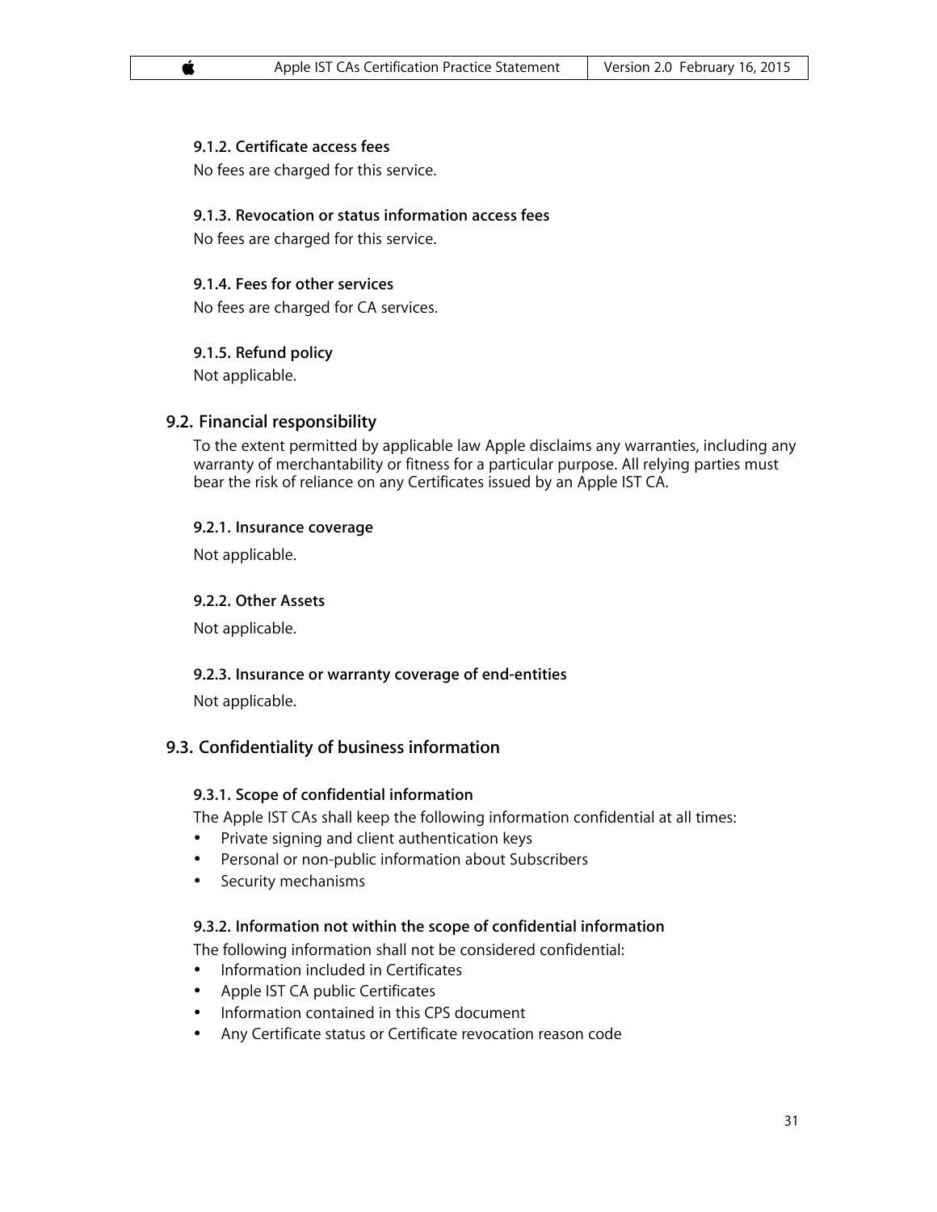#### 9.1.2. Certificate access fees

No fees are charged for this service.

#### 9.1.3. Revocation or status information access fees

No fees are charged for this service.

#### 9.1.4. Fees for other services

No fees are charged for CA services.

#### 9.1.5. Refund policy

Not applicable.

### 9.2. Financial responsibility

To the extent permitted by applicable law Apple disclaims any warranties, including any warranty of merchantability or fitness for a particular purpose. All relying parties must bear the risk of reliance on any Certificates issued by an Apple IST CA.

#### 9.2.1. Insurance coverage

Not applicable.

#### 9.2.2. Other Assets

Not applicable.

#### 9.2.3. Insurance or warranty coverage of end-entities

Not applicable.

### 9.3. Confidentiality of business information

#### 9.3.1. Scope of confidential information

The Apple IST CAs shall keep the following information confidential at all times:

- Private signing and client authentication keys
- Personal or non-public information about Subscribers
- Security mechanisms

#### 9.3.2. Information not within the scope of confidential information

The following information shall not be considered confidential:

- Information included in Certificates
- Apple IST CA public Certificates
- Information contained in this CPS document
- Any Certificate status or Certificate revocation reason code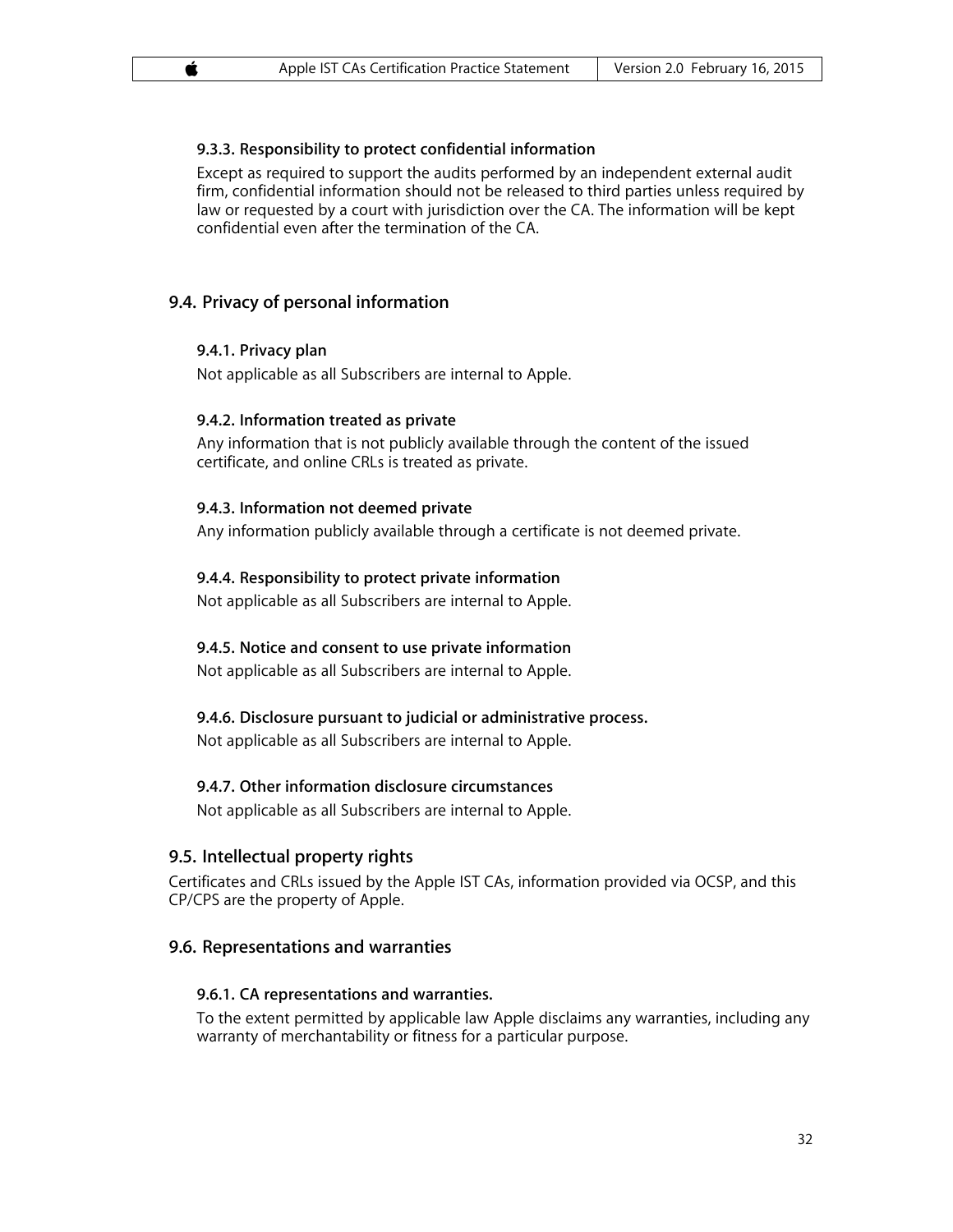#### 9.3.3. Responsibility to protect confidential information

Except as required to support the audits performed by an independent external audit firm, confidential information should not be released to third parties unless required by law or requested by a court with jurisdiction over the CA. The information will be kept confidential even after the termination of the CA.

### 9.4. Privacy of personal information

#### 9.4.1. Privacy plan

Not applicable as all Subscribers are internal to Apple.

#### 9.4.2. Information treated as private

Any information that is not publicly available through the content of the issued certificate, and online CRLs is treated as private.

#### 9.4.3. Information not deemed private

Any information publicly available through a certificate is not deemed private.

#### 9.4.4. Responsibility to protect private information

Not applicable as all Subscribers are internal to Apple.

#### 9.4.5. Notice and consent to use private information

Not applicable as all Subscribers are internal to Apple.

#### 9.4.6. Disclosure pursuant to judicial or administrative process.

Not applicable as all Subscribers are internal to Apple.

#### 9.4.7. Other information disclosure circumstances

Not applicable as all Subscribers are internal to Apple.

### 9.5. Intellectual property rights

Certificates and CRLs issued by the Apple IST CAs, information provided via OCSP, and this CP/CPS are the property of Apple.

### 9.6. Representations and warranties

#### 9.6.1. CA representations and warranties.

To the extent permitted by applicable law Apple disclaims any warranties, including any warranty of merchantability or fitness for a particular purpose.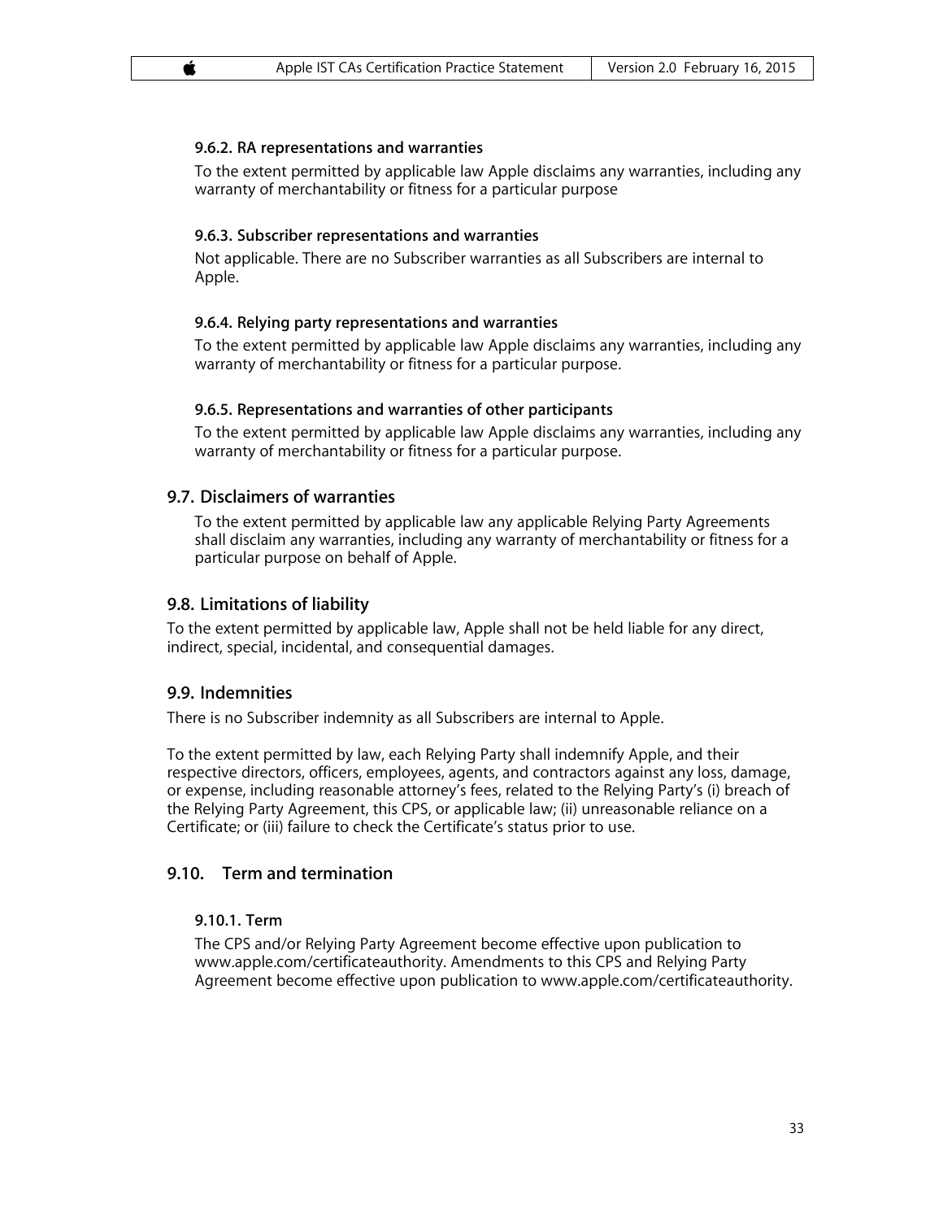#### 9.6.2. RA representations and warranties

To the extent permitted by applicable law Apple disclaims any warranties, including any warranty of merchantability or fitness for a particular purpose

#### 9.6.3. Subscriber representations and warranties

Not applicable. There are no Subscriber warranties as all Subscribers are internal to Apple.

#### 9.6.4. Relying party representations and warranties

To the extent permitted by applicable law Apple disclaims any warranties, including any warranty of merchantability or fitness for a particular purpose.

#### 9.6.5. Representations and warranties of other participants

To the extent permitted by applicable law Apple disclaims any warranties, including any warranty of merchantability or fitness for a particular purpose.

### 9.7. Disclaimers of warranties

To the extent permitted by applicable law any applicable Relying Party Agreements shall disclaim any warranties, including any warranty of merchantability or fitness for a particular purpose on behalf of Apple.

### 9.8. Limitations of liability

To the extent permitted by applicable law, Apple shall not be held liable for any direct, indirect, special, incidental, and consequential damages.

### 9.9. Indemnities

There is no Subscriber indemnity as all Subscribers are internal to Apple.

To the extent permitted by law, each Relying Party shall indemnify Apple, and their respective directors, officers, employees, agents, and contractors against any loss, damage, or expense, including reasonable attorney's fees, related to the Relying Party's (i) breach of the Relying Party Agreement, this CPS, or applicable law; (ii) unreasonable reliance on a Certificate; or (iii) failure to check the Certificate's status prior to use.

### 9.10. Term and termination

#### 9.10.1. Term

The CPS and/or Relying Party Agreement become effective upon publication to www.apple.com/certificateauthority. Amendments to this CPS and Relying Party Agreement become effective upon publication to www.apple.com/certificateauthority.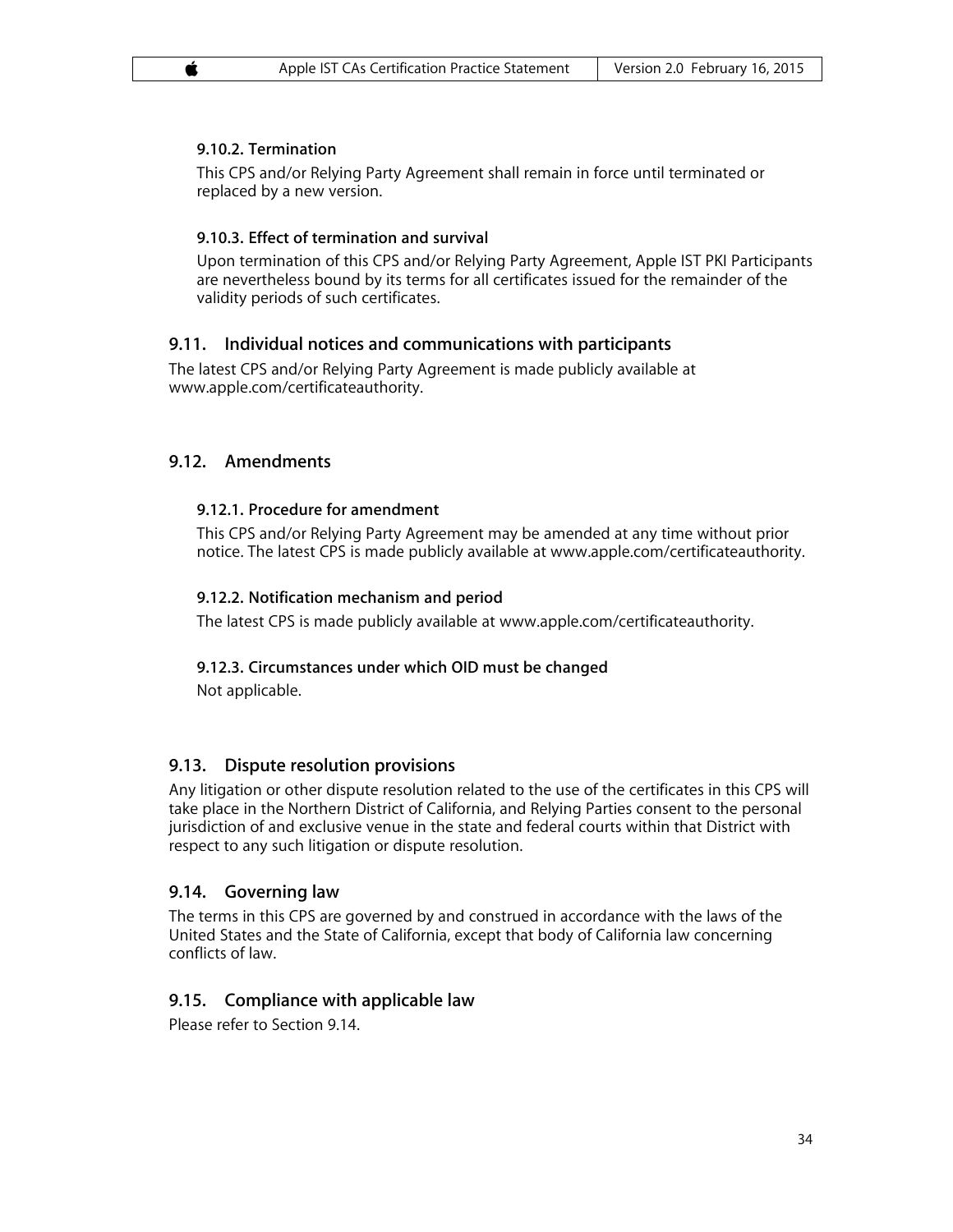#### 9.10.2. Termination

This CPS and/or Relying Party Agreement shall remain in force until terminated or replaced by a new version.

#### 9.10.3. Effect of termination and survival

Upon termination of this CPS and/or Relying Party Agreement, Apple IST PKI Participants are nevertheless bound by its terms for all certificates issued for the remainder of the validity periods of such certificates.

### 9.11. Individual notices and communications with participants

The latest CPS and/or Relying Party Agreement is made publicly available at www.apple.com/certificateauthority.

### 9.12. Amendments

#### 9.12.1. Procedure for amendment

This CPS and/or Relying Party Agreement may be amended at any time without prior notice. The latest CPS is made publicly available at www.apple.com/certificateauthority.

#### 9.12.2. Notification mechanism and period

The latest CPS is made publicly available at www.apple.com/certificateauthority.

#### 9.12.3. Circumstances under which OID must be changed

Not applicable.

### 9.13. Dispute resolution provisions

Any litigation or other dispute resolution related to the use of the certificates in this CPS will take place in the Northern District of California, and Relying Parties consent to the personal jurisdiction of and exclusive venue in the state and federal courts within that District with respect to any such litigation or dispute resolution.

### 9.14. Governing law

The terms in this CPS are governed by and construed in accordance with the laws of the United States and the State of California, except that body of California law concerning conflicts of law.

### 9.15. Compliance with applicable law

Please refer to Section 9.14.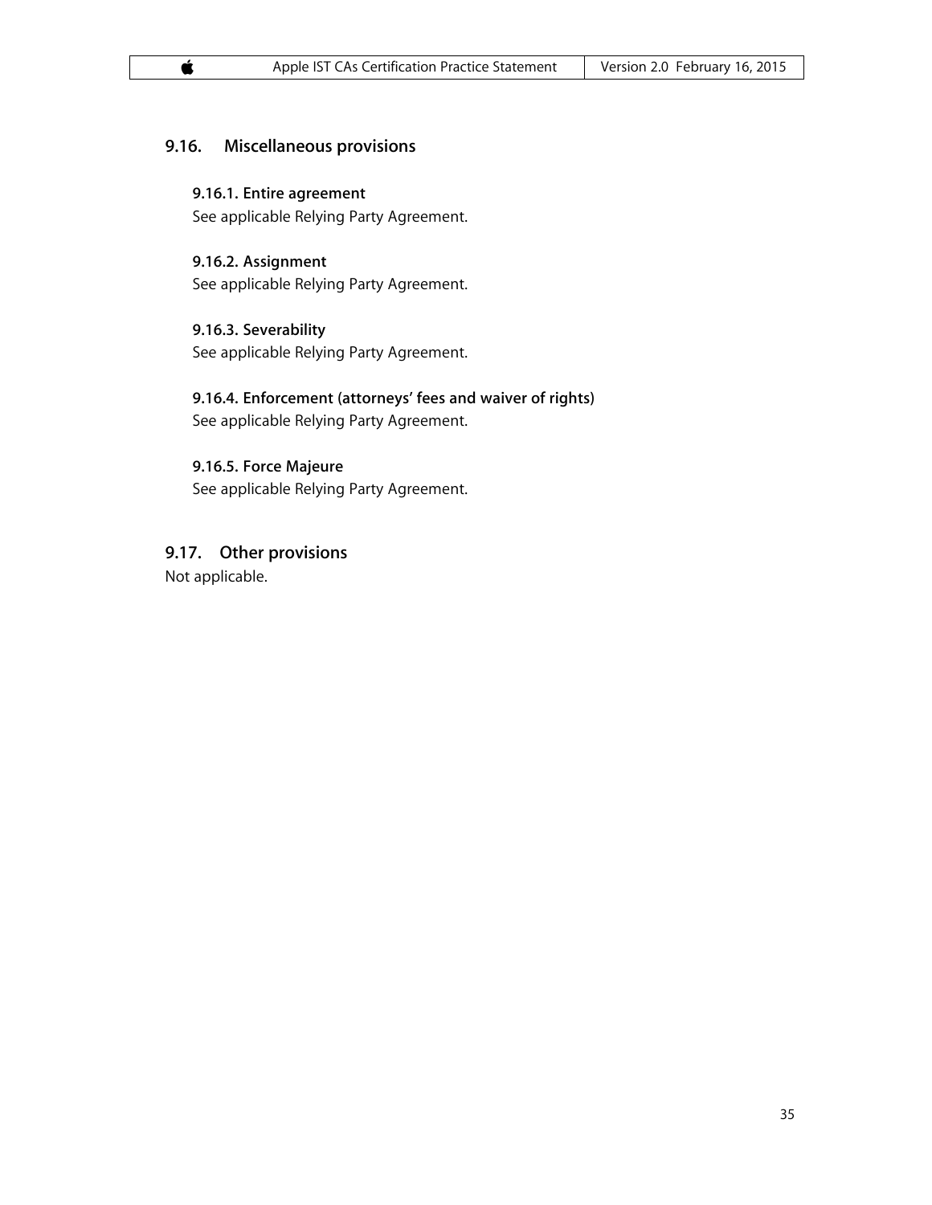## 9.16. Miscellaneous provisions

### 9.16.1. Entire agreement

See applicable Relying Party Agreement.

### 9.16.2. Assignment

See applicable Relying Party Agreement.

### 9.16.3. Severability

See applicable Relying Party Agreement.

### 9.16.4. Enforcement (attorneys' fees and waiver of rights)

See applicable Relying Party Agreement.

### 9.16.5. Force Majeure

See applicable Relying Party Agreement.

## 9.17. Other provisions

Not applicable.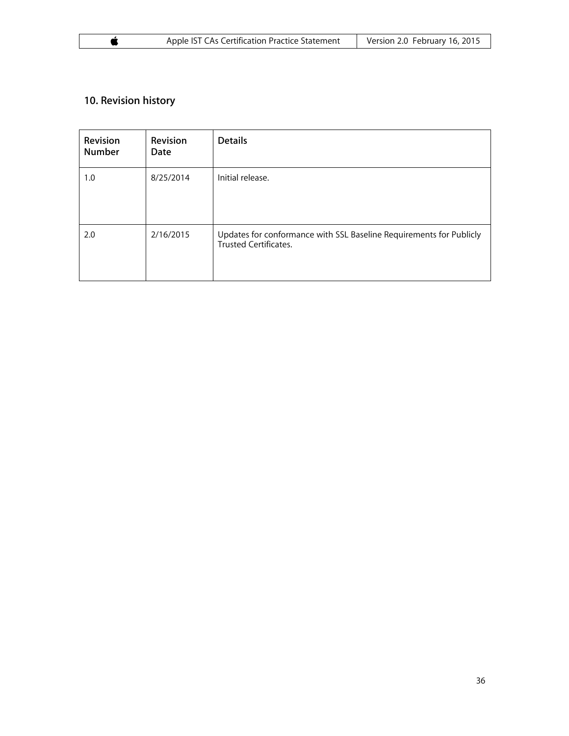## 10. Revision history

| Revision Number | Revision Date | Details |
| --- | --- | --- |
| 1.0 | 8/25/2014 | Initial release. |
| 2.0 | 2/16/2015 | Updates for conformance with SSL Baseline Requirements for Publicly Trusted Certificates. |